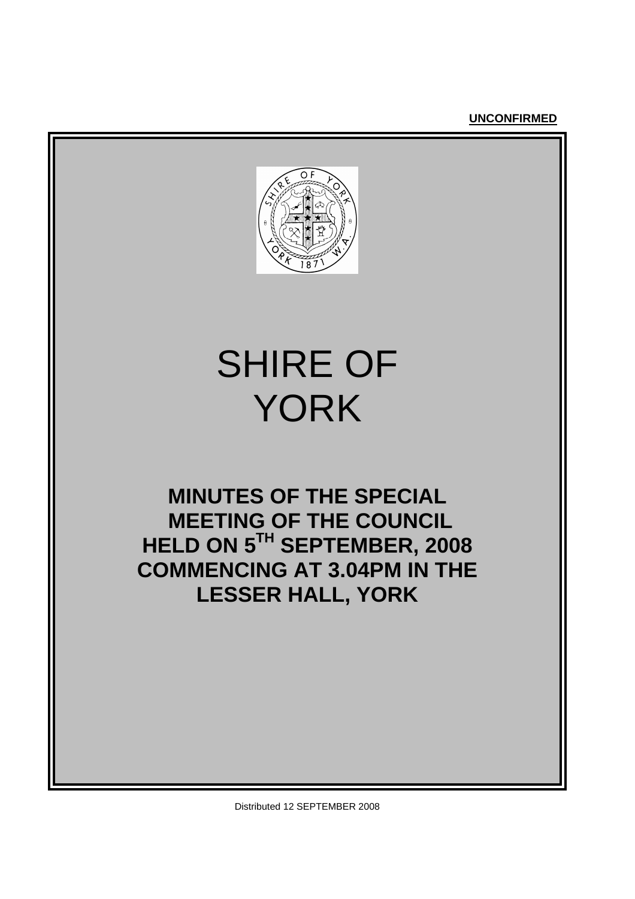**UNCONFIRMED**

# SHIRE OF YORK

## MINUTES OF THE SPECIAL MEETING OF THE COUNCIL HELD ON 5TH SEPTEMBER, 2008 COMMENCING AT 3.04PM IN THE LESSER HALL, YORK

Distributed 12 SEPTEMBER 2008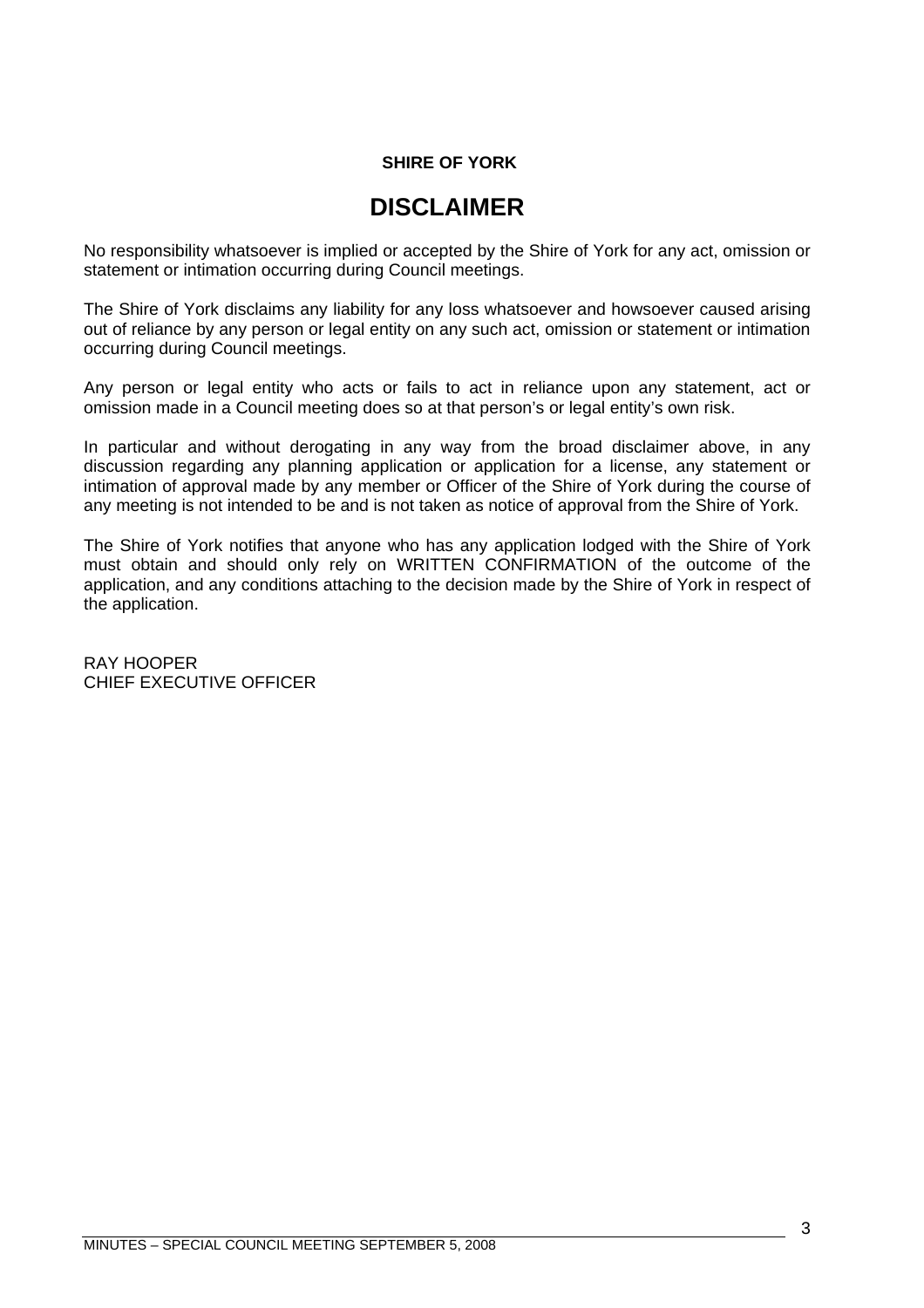**SHIRE OF YORK**

# DISCLAIMER

No responsibility whatsoever is implied or accepted by the Shire of York for any act, omission or statement or intimation occurring during Council meetings.

The Shire of York disclaims any liability for any loss whatsoever and howsoever caused arising out of reliance by any person or legal entity on any such act, omission or statement or intimation occurring during Council meetings.

Any person or legal entity who acts or fails to act in reliance upon any statement, act or omission made in a Council meeting does so at that person's or legal entity's own risk.

In particular and without derogating in any way from the broad disclaimer above, in any discussion regarding any planning application or application for a license, any statement or intimation of approval made by any member or Officer of the Shire of York during the course of any meeting is not intended to be and is not taken as notice of approval from the Shire of York.

The Shire of York notifies that anyone who has any application lodged with the Shire of York must obtain and should only rely on WRITTEN CONFIRMATION of the outcome of the application, and any conditions attaching to the decision made by the Shire of York in respect of the application.

RAY HOOPER
CHIEF EXECUTIVE OFFICER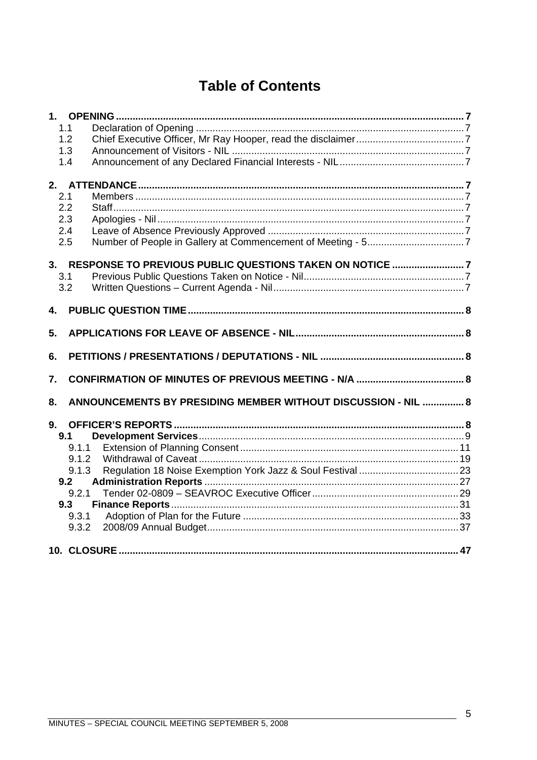# Table of Contents

**1. OPENING** ........ 7
- 1.1 Declaration of Opening ........ 7
- 1.2 Chief Executive Officer, Mr Ray Hooper, read the disclaimer ........ 7
- 1.3 Announcement of Visitors - NIL ........ 7
- 1.4 Announcement of any Declared Financial Interests - NIL ........ 7

**2. ATTENDANCE** ........ 7
- 2.1 Members ........ 7
- 2.2 Staff ........ 7
- 2.3 Apologies - Nil ........ 7
- 2.4 Leave of Absence Previously Approved ........ 7
- 2.5 Number of People in Gallery at Commencement of Meeting - 5 ........ 7

**3. RESPONSE TO PREVIOUS PUBLIC QUESTIONS TAKEN ON NOTICE** ........ 7
- 3.1 Previous Public Questions Taken on Notice - Nil ........ 7
- 3.2 Written Questions – Current Agenda - Nil ........ 7

**4. PUBLIC QUESTION TIME** ........ 8

**5. APPLICATIONS FOR LEAVE OF ABSENCE - NIL** ........ 8

**6. PETITIONS / PRESENTATIONS / DEPUTATIONS - NIL** ........ 8

**7. CONFIRMATION OF MINUTES OF PREVIOUS MEETING - N/A** ........ 8

**8. ANNOUNCEMENTS BY PRESIDING MEMBER WITHOUT DISCUSSION - NIL** ........ 8

**9. OFFICER'S REPORTS** ........ 8
- **9.1 Development Services** ........ 9
  - 9.1.1 Extension of Planning Consent ........ 11
  - 9.1.2 Withdrawal of Caveat ........ 19
  - 9.1.3 Regulation 18 Noise Exemption York Jazz & Soul Festival ........ 23
- **9.2 Administration Reports** ........ 27
  - 9.2.1 Tender 02-0809 – SEAVROC Executive Officer ........ 29
- **9.3 Finance Reports** ........ 31
  - 9.3.1 Adoption of Plan for the Future ........ 33
  - 9.3.2 2008/09 Annual Budget ........ 37

**10. CLOSURE** ........ 47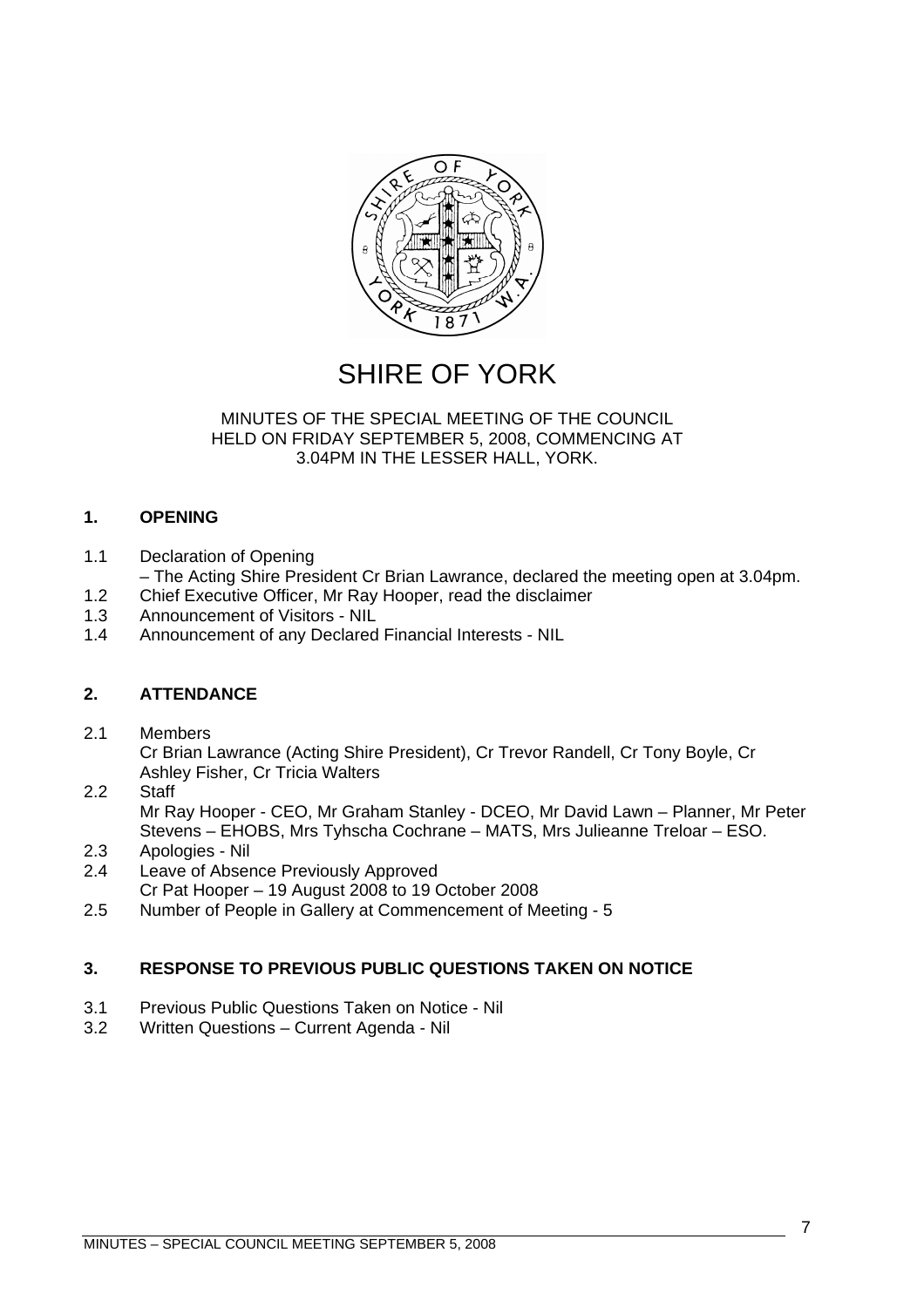# SHIRE OF YORK

MINUTES OF THE SPECIAL MEETING OF THE COUNCIL HELD ON FRIDAY SEPTEMBER 5, 2008, COMMENCING AT 3.04PM IN THE LESSER HALL, YORK.

## 1. OPENING

1.1 Declaration of Opening
– The Acting Shire President Cr Brian Lawrance, declared the meeting open at 3.04pm.

1.2 Chief Executive Officer, Mr Ray Hooper, read the disclaimer

1.3 Announcement of Visitors - NIL

1.4 Announcement of any Declared Financial Interests - NIL

## 2. ATTENDANCE

2.1 Members
Cr Brian Lawrance (Acting Shire President), Cr Trevor Randell, Cr Tony Boyle, Cr Ashley Fisher, Cr Tricia Walters

2.2 Staff
Mr Ray Hooper - CEO, Mr Graham Stanley - DCEO, Mr David Lawn – Planner, Mr Peter Stevens – EHOBS, Mrs Tyhscha Cochrane – MATS, Mrs Julieanne Treloar – ESO.

2.3 Apologies - Nil

2.4 Leave of Absence Previously Approved
Cr Pat Hooper – 19 August 2008 to 19 October 2008

2.5 Number of People in Gallery at Commencement of Meeting - 5

## 3. RESPONSE TO PREVIOUS PUBLIC QUESTIONS TAKEN ON NOTICE

3.1 Previous Public Questions Taken on Notice - Nil

3.2 Written Questions – Current Agenda - Nil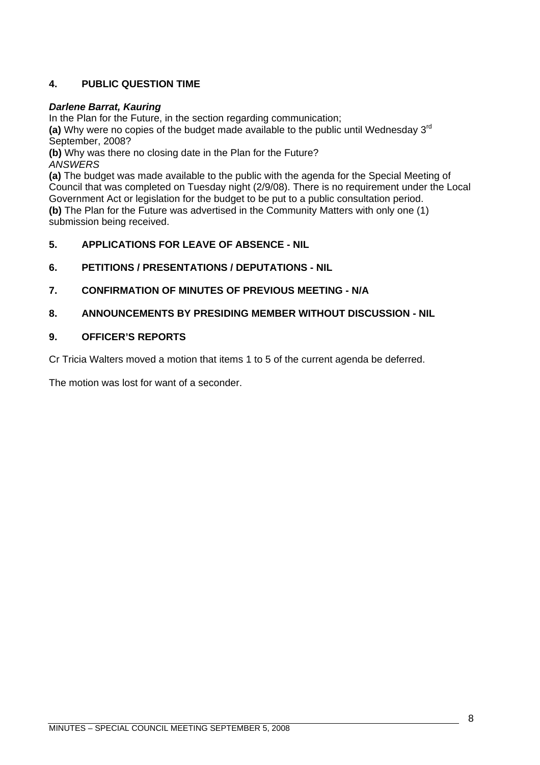## 4. PUBLIC QUESTION TIME

***Darlene Barrat, Kauring***

In the Plan for the Future, in the section regarding communication;

**(a)** Why were no copies of the budget made available to the public until Wednesday 3rd September, 2008?

**(b)** Why was there no closing date in the Plan for the Future?

*ANSWERS*

**(a)** The budget was made available to the public with the agenda for the Special Meeting of Council that was completed on Tuesday night (2/9/08). There is no requirement under the Local Government Act or legislation for the budget to be put to a public consultation period.

**(b)** The Plan for the Future was advertised in the Community Matters with only one (1) submission being received.

## 5. APPLICATIONS FOR LEAVE OF ABSENCE - NIL

## 6. PETITIONS / PRESENTATIONS / DEPUTATIONS - NIL

## 7. CONFIRMATION OF MINUTES OF PREVIOUS MEETING - N/A

## 8. ANNOUNCEMENTS BY PRESIDING MEMBER WITHOUT DISCUSSION - NIL

## 9. OFFICER'S REPORTS

Cr Tricia Walters moved a motion that items 1 to 5 of the current agenda be deferred.

The motion was lost for want of a seconder.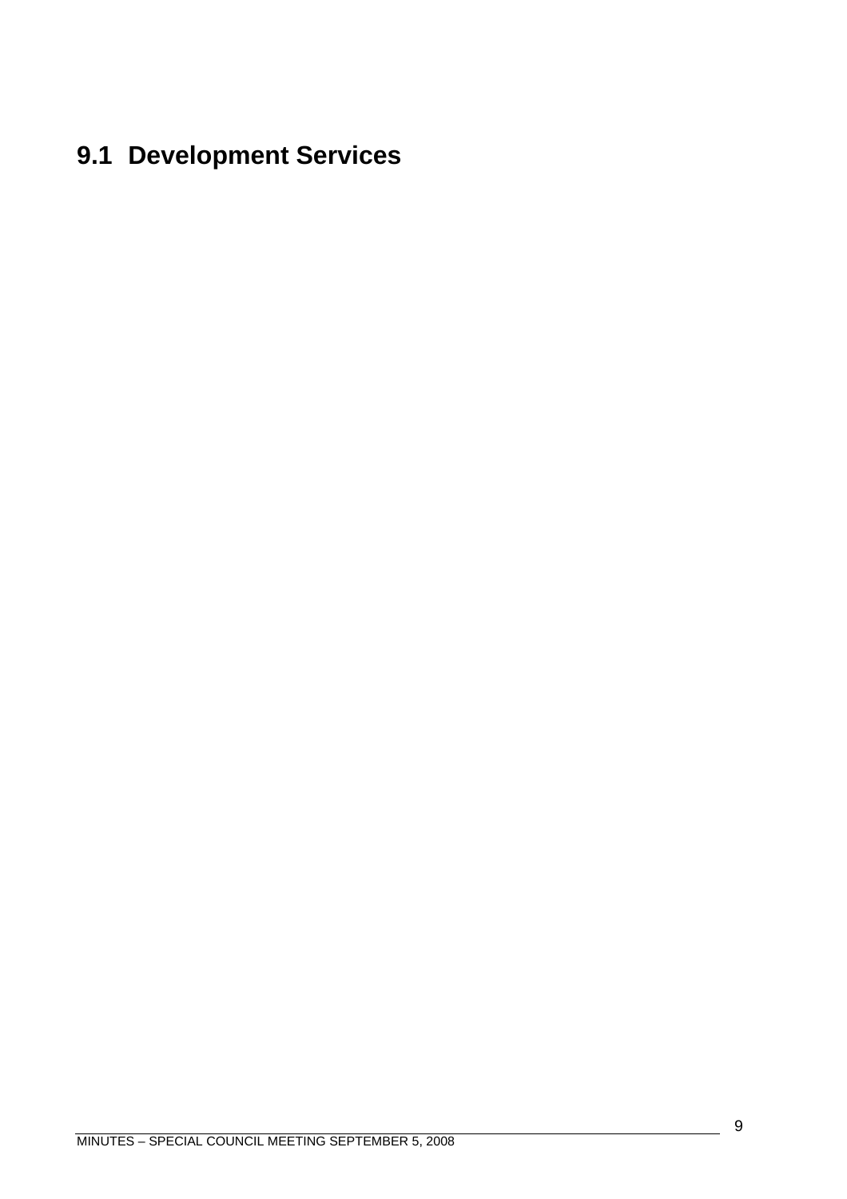# 9.1 Development Services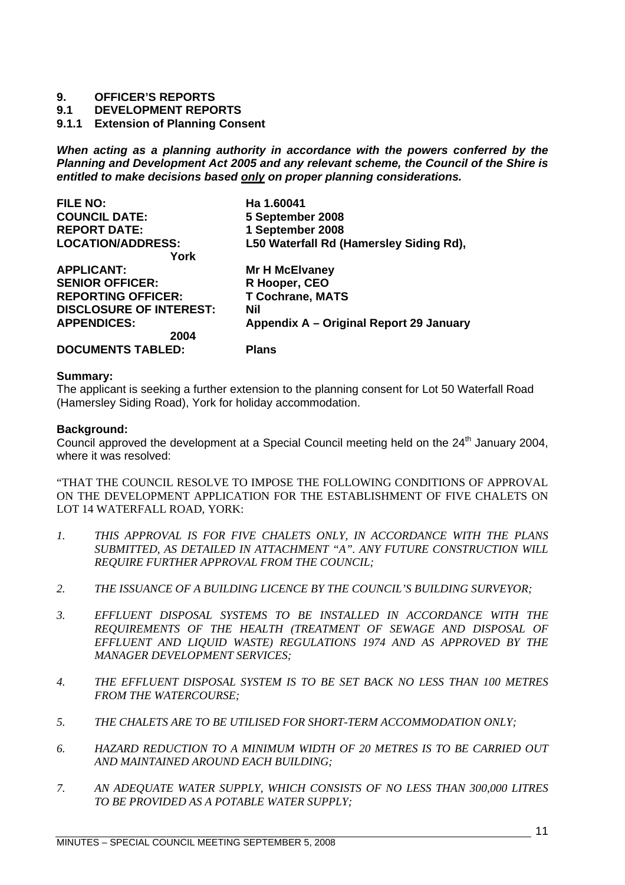# 9. OFFICER'S REPORTS

## 9.1 DEVELOPMENT REPORTS

### 9.1.1 Extension of Planning Consent

***When acting as a planning authority in accordance with the powers conferred by the Planning and Development Act 2005 and any relevant scheme, the Council of the Shire is entitled to make decisions based only on proper planning considerations.***

| | |
|---|---|
| **FILE NO:** | **Ha 1.60041** |
| **COUNCIL DATE:** | **5 September 2008** |
| **REPORT DATE:** | **1 September 2008** |
| **LOCATION/ADDRESS:** | **L50 Waterfall Rd (Hamersley Siding Rd), York** |
| **APPLICANT:** | **Mr H McElvaney** |
| **SENIOR OFFICER:** | **R Hooper, CEO** |
| **REPORTING OFFICER:** | **T Cochrane, MATS** |
| **DISCLOSURE OF INTEREST:** | **Nil** |
| **APPENDICES:** | **Appendix A – Original Report 29 January 2004** |
| **DOCUMENTS TABLED:** | **Plans** |

**Summary:**
The applicant is seeking a further extension to the planning consent for Lot 50 Waterfall Road (Hamersley Siding Road), York for holiday accommodation.

**Background:**
Council approved the development at a Special Council meeting held on the 24th January 2004, where it was resolved:

"THAT THE COUNCIL RESOLVE TO IMPOSE THE FOLLOWING CONDITIONS OF APPROVAL ON THE DEVELOPMENT APPLICATION FOR THE ESTABLISHMENT OF FIVE CHALETS ON LOT 14 WATERFALL ROAD, YORK:

1. *THIS APPROVAL IS FOR FIVE CHALETS ONLY, IN ACCORDANCE WITH THE PLANS SUBMITTED, AS DETAILED IN ATTACHMENT "A". ANY FUTURE CONSTRUCTION WILL REQUIRE FURTHER APPROVAL FROM THE COUNCIL;*

2. *THE ISSUANCE OF A BUILDING LICENCE BY THE COUNCIL'S BUILDING SURVEYOR;*

3. *EFFLUENT DISPOSAL SYSTEMS TO BE INSTALLED IN ACCORDANCE WITH THE REQUIREMENTS OF THE HEALTH (TREATMENT OF SEWAGE AND DISPOSAL OF EFFLUENT AND LIQUID WASTE) REGULATIONS 1974 AND AS APPROVED BY THE MANAGER DEVELOPMENT SERVICES;*

4. *THE EFFLUENT DISPOSAL SYSTEM IS TO BE SET BACK NO LESS THAN 100 METRES FROM THE WATERCOURSE;*

5. *THE CHALETS ARE TO BE UTILISED FOR SHORT-TERM ACCOMMODATION ONLY;*

6. *HAZARD REDUCTION TO A MINIMUM WIDTH OF 20 METRES IS TO BE CARRIED OUT AND MAINTAINED AROUND EACH BUILDING;*

7. *AN ADEQUATE WATER SUPPLY, WHICH CONSISTS OF NO LESS THAN 300,000 LITRES TO BE PROVIDED AS A POTABLE WATER SUPPLY;*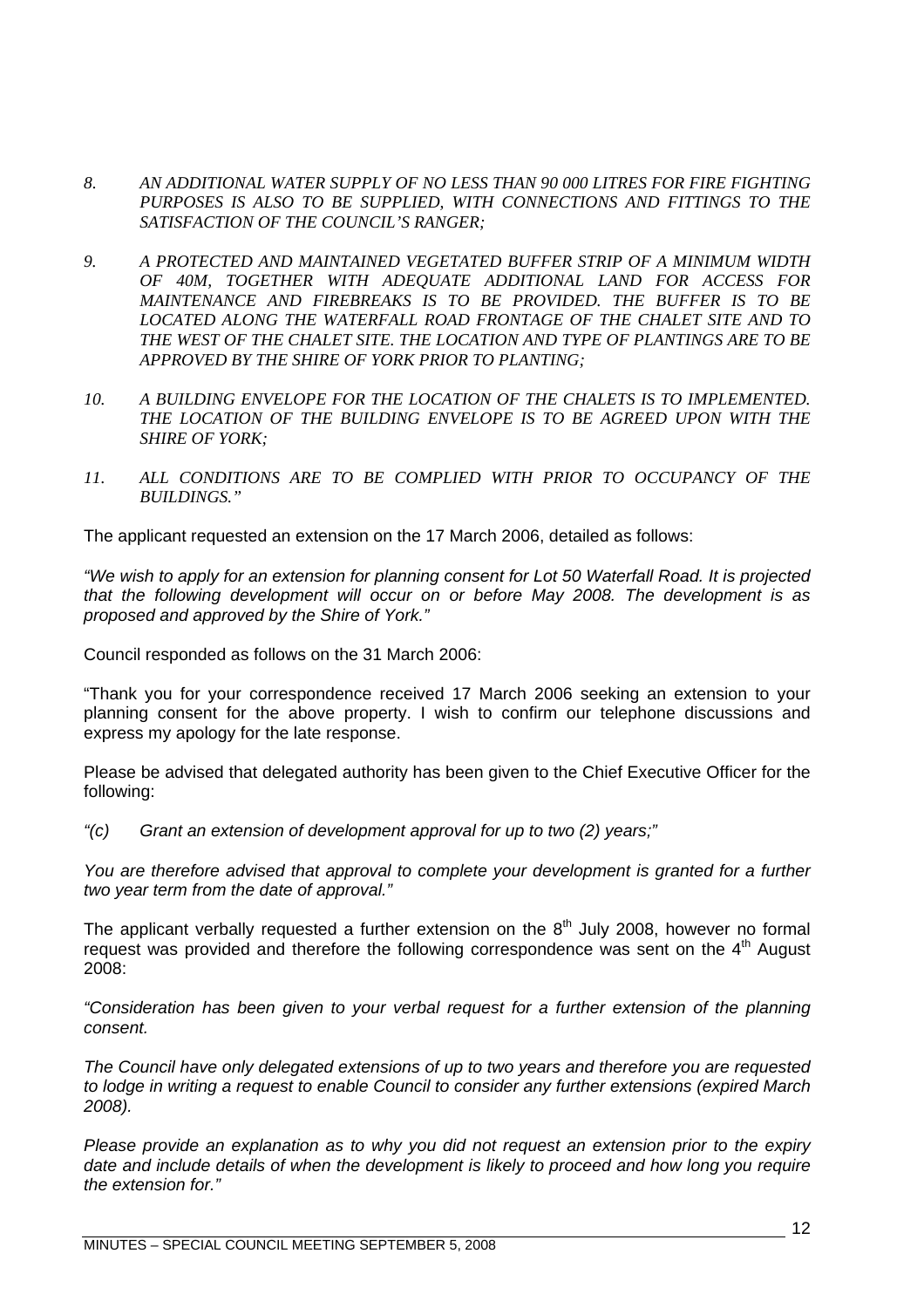8. *AN ADDITIONAL WATER SUPPLY OF NO LESS THAN 90 000 LITRES FOR FIRE FIGHTING PURPOSES IS ALSO TO BE SUPPLIED, WITH CONNECTIONS AND FITTINGS TO THE SATISFACTION OF THE COUNCIL'S RANGER;*

9. *A PROTECTED AND MAINTAINED VEGETATED BUFFER STRIP OF A MINIMUM WIDTH OF 40M, TOGETHER WITH ADEQUATE ADDITIONAL LAND FOR ACCESS FOR MAINTENANCE AND FIREBREAKS IS TO BE PROVIDED. THE BUFFER IS TO BE LOCATED ALONG THE WATERFALL ROAD FRONTAGE OF THE CHALET SITE AND TO THE WEST OF THE CHALET SITE. THE LOCATION AND TYPE OF PLANTINGS ARE TO BE APPROVED BY THE SHIRE OF YORK PRIOR TO PLANTING;*

10. *A BUILDING ENVELOPE FOR THE LOCATION OF THE CHALETS IS TO IMPLEMENTED. THE LOCATION OF THE BUILDING ENVELOPE IS TO BE AGREED UPON WITH THE SHIRE OF YORK;*

11. *ALL CONDITIONS ARE TO BE COMPLIED WITH PRIOR TO OCCUPANCY OF THE BUILDINGS."*

The applicant requested an extension on the 17 March 2006, detailed as follows:

*"We wish to apply for an extension for planning consent for Lot 50 Waterfall Road. It is projected that the following development will occur on or before May 2008. The development is as proposed and approved by the Shire of York."*

Council responded as follows on the 31 March 2006:

"Thank you for your correspondence received 17 March 2006 seeking an extension to your planning consent for the above property. I wish to confirm our telephone discussions and express my apology for the late response.

Please be advised that delegated authority has been given to the Chief Executive Officer for the following:

*"(c) Grant an extension of development approval for up to two (2) years;"*

*You are therefore advised that approval to complete your development is granted for a further two year term from the date of approval."*

The applicant verbally requested a further extension on the 8th July 2008, however no formal request was provided and therefore the following correspondence was sent on the 4th August 2008:

*"Consideration has been given to your verbal request for a further extension of the planning consent.*

*The Council have only delegated extensions of up to two years and therefore you are requested to lodge in writing a request to enable Council to consider any further extensions (expired March 2008).*

*Please provide an explanation as to why you did not request an extension prior to the expiry date and include details of when the development is likely to proceed and how long you require the extension for."*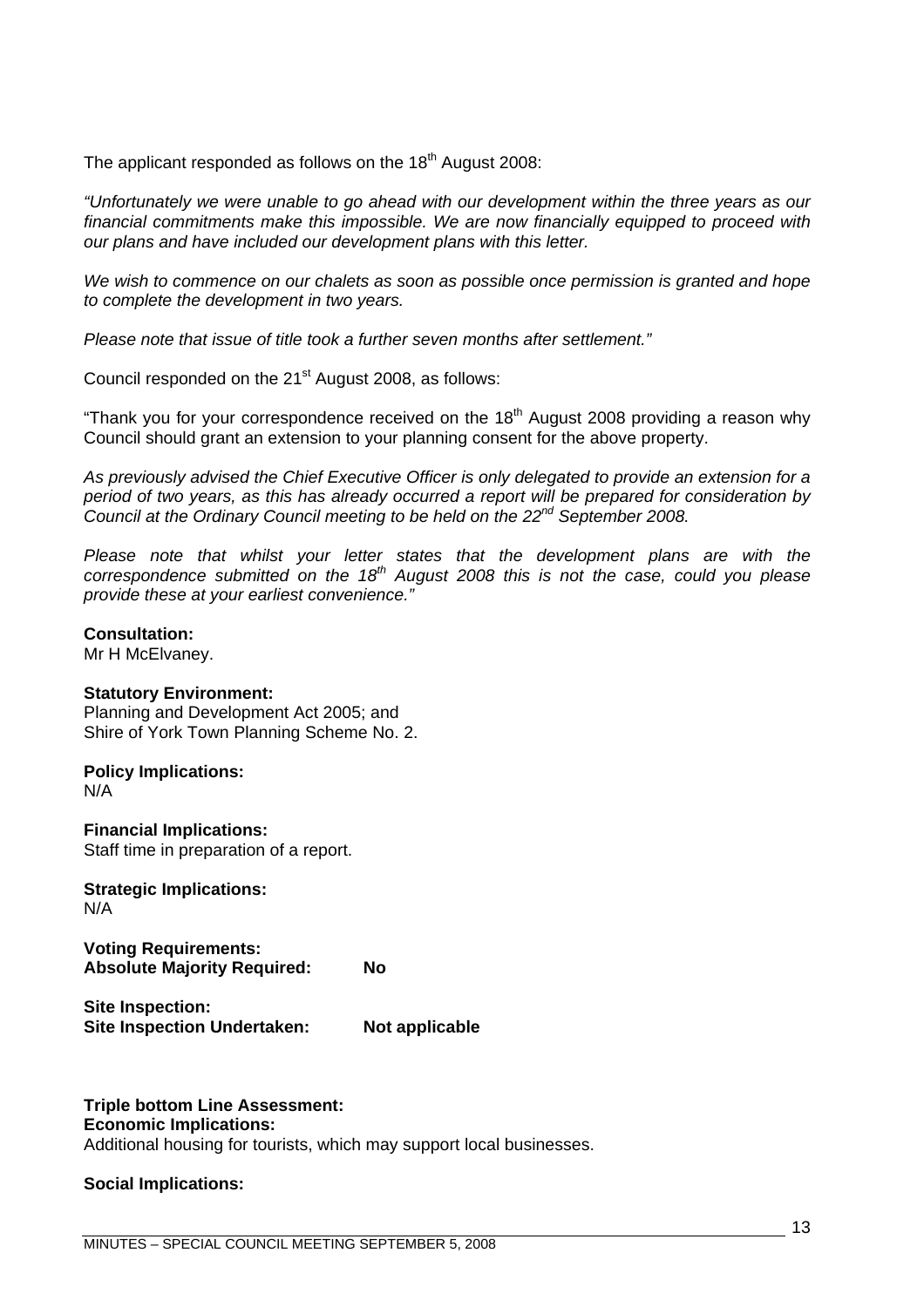The applicant responded as follows on the 18th August 2008:

*"Unfortunately we were unable to go ahead with our development within the three years as our financial commitments make this impossible. We are now financially equipped to proceed with our plans and have included our development plans with this letter.*

*We wish to commence on our chalets as soon as possible once permission is granted and hope to complete the development in two years.*

*Please note that issue of title took a further seven months after settlement."*

Council responded on the 21st August 2008, as follows:

"Thank you for your correspondence received on the 18th August 2008 providing a reason why Council should grant an extension to your planning consent for the above property.

*As previously advised the Chief Executive Officer is only delegated to provide an extension for a period of two years, as this has already occurred a report will be prepared for consideration by Council at the Ordinary Council meeting to be held on the 22nd September 2008.*

*Please note that whilst your letter states that the development plans are with the correspondence submitted on the 18th August 2008 this is not the case, could you please provide these at your earliest convenience."*

**Consultation:**
Mr H McElvaney.

**Statutory Environment:**
Planning and Development Act 2005; and
Shire of York Town Planning Scheme No. 2.

**Policy Implications:**
N/A

**Financial Implications:**
Staff time in preparation of a report.

**Strategic Implications:**
N/A

**Voting Requirements:**
**Absolute Majority Required: No**

**Site Inspection:**
**Site Inspection Undertaken: Not applicable**

**Triple bottom Line Assessment:**
**Economic Implications:**
Additional housing for tourists, which may support local businesses.

**Social Implications:**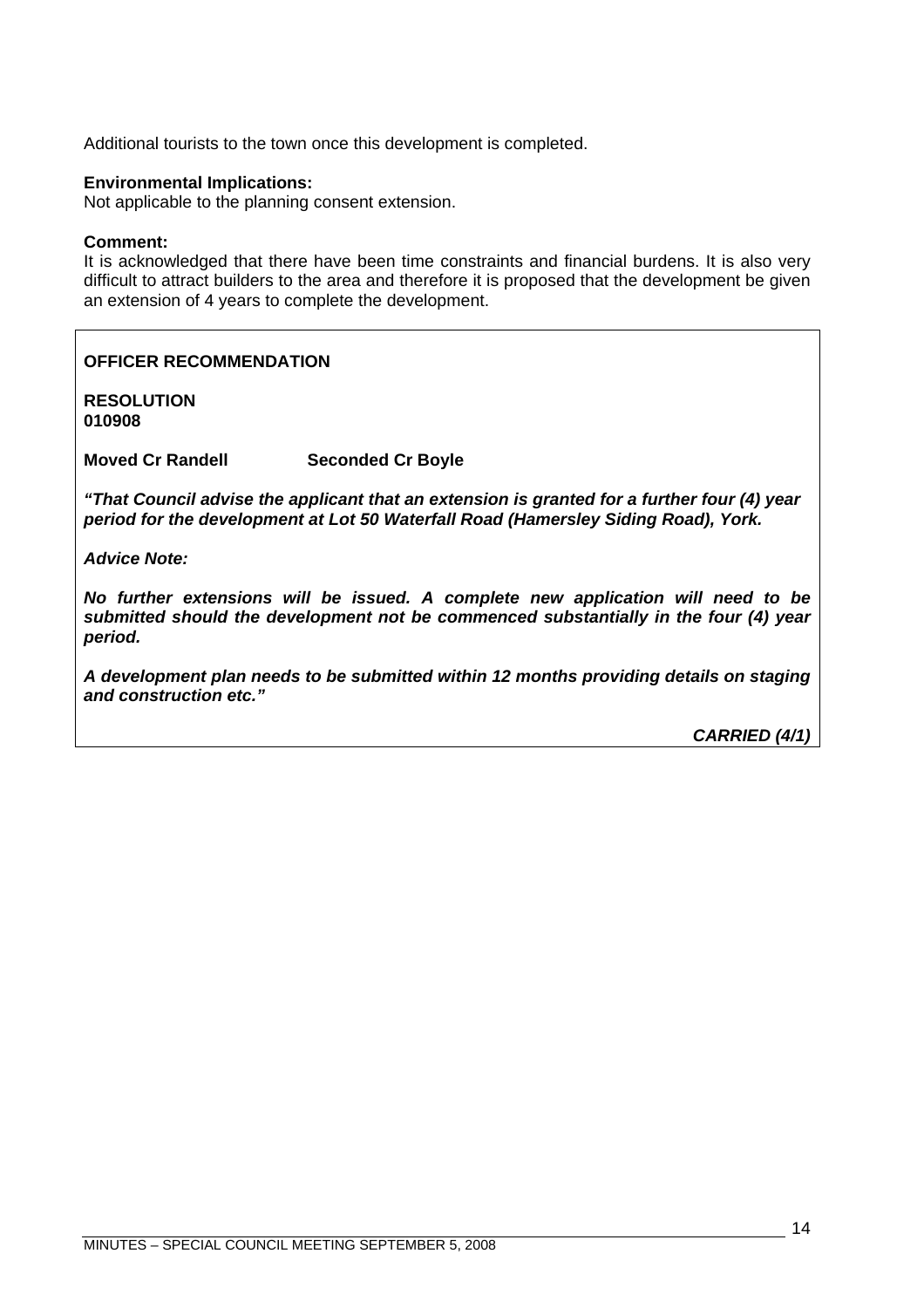Additional tourists to the town once this development is completed.

**Environmental Implications:**
Not applicable to the planning consent extension.

**Comment:**
It is acknowledged that there have been time constraints and financial burdens. It is also very difficult to attract builders to the area and therefore it is proposed that the development be given an extension of 4 years to complete the development.

**OFFICER RECOMMENDATION**

**RESOLUTION**
**010908**

**Moved Cr Randell Seconded Cr Boyle**

***"That Council advise the applicant that an extension is granted for a further four (4) year period for the development at Lot 50 Waterfall Road (Hamersley Siding Road), York.***

***Advice Note:***

***No further extensions will be issued. A complete new application will need to be submitted should the development not be commenced substantially in the four (4) year period.***

***A development plan needs to be submitted within 12 months providing details on staging and construction etc."***

***CARRIED (4/1)***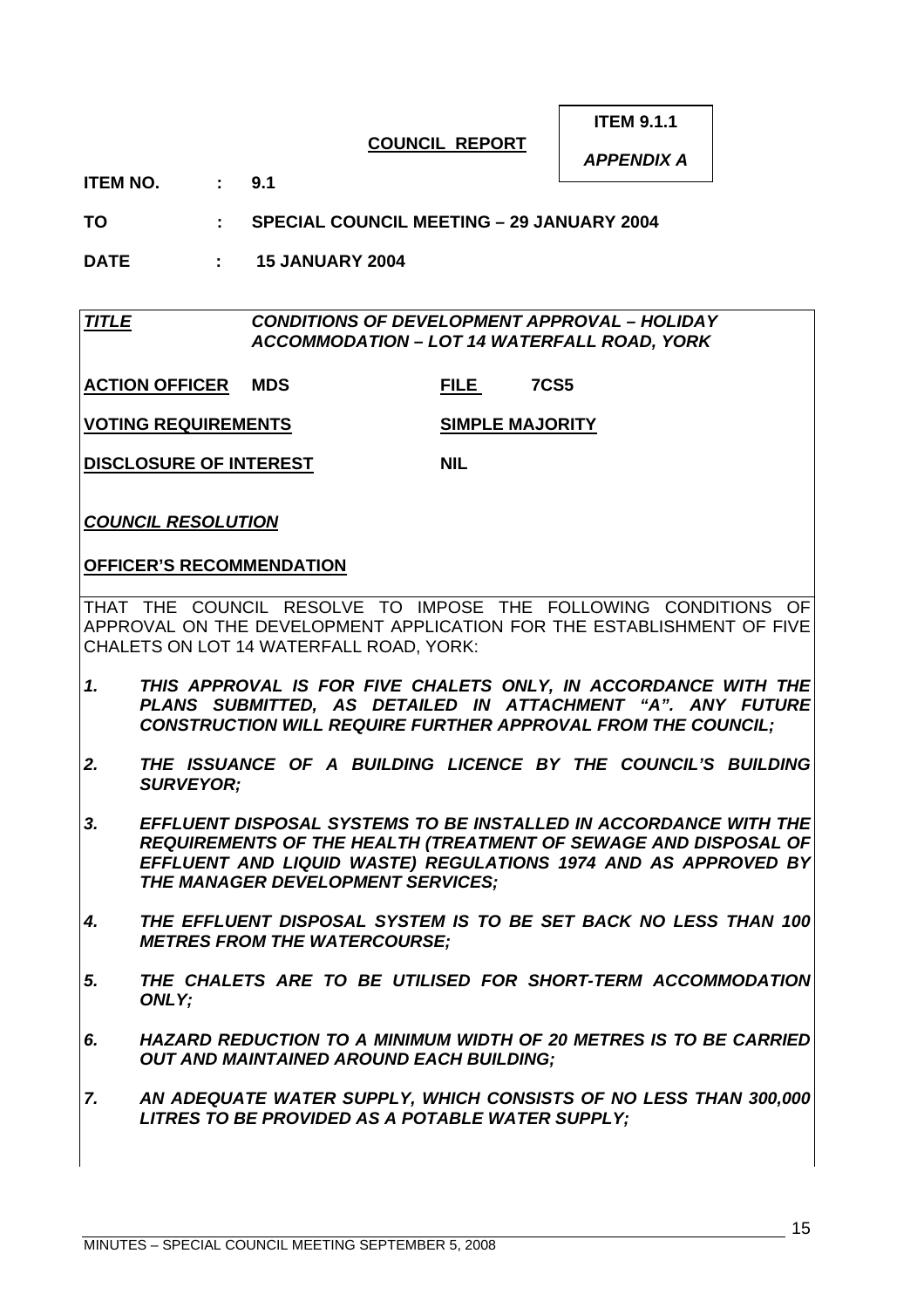**ITEM 9.1.1**

***APPENDIX A***

**COUNCIL REPORT**

**ITEM NO. : 9.1**

**TO : SPECIAL COUNCIL MEETING – 29 JANUARY 2004**

**DATE : 15 JANUARY 2004**

| | |
|---|---|
| ***TITLE*** | ***CONDITIONS OF DEVELOPMENT APPROVAL – HOLIDAY ACCOMMODATION – LOT 14 WATERFALL ROAD, YORK*** |
| **ACTION OFFICER MDS** | **FILE 7CS5** |
| **VOTING REQUIREMENTS** | **SIMPLE MAJORITY** |
| **DISCLOSURE OF INTEREST** | **NIL** |

***COUNCIL RESOLUTION***

**OFFICER'S RECOMMENDATION**

THAT THE COUNCIL RESOLVE TO IMPOSE THE FOLLOWING CONDITIONS OF APPROVAL ON THE DEVELOPMENT APPLICATION FOR THE ESTABLISHMENT OF FIVE CHALETS ON LOT 14 WATERFALL ROAD, YORK:

1. ***THIS APPROVAL IS FOR FIVE CHALETS ONLY, IN ACCORDANCE WITH THE PLANS SUBMITTED, AS DETAILED IN ATTACHMENT "A". ANY FUTURE CONSTRUCTION WILL REQUIRE FURTHER APPROVAL FROM THE COUNCIL;***

2. ***THE ISSUANCE OF A BUILDING LICENCE BY THE COUNCIL'S BUILDING SURVEYOR;***

3. ***EFFLUENT DISPOSAL SYSTEMS TO BE INSTALLED IN ACCORDANCE WITH THE REQUIREMENTS OF THE HEALTH (TREATMENT OF SEWAGE AND DISPOSAL OF EFFLUENT AND LIQUID WASTE) REGULATIONS 1974 AND AS APPROVED BY THE MANAGER DEVELOPMENT SERVICES;***

4. ***THE EFFLUENT DISPOSAL SYSTEM IS TO BE SET BACK NO LESS THAN 100 METRES FROM THE WATERCOURSE;***

5. ***THE CHALETS ARE TO BE UTILISED FOR SHORT-TERM ACCOMMODATION ONLY;***

6. ***HAZARD REDUCTION TO A MINIMUM WIDTH OF 20 METRES IS TO BE CARRIED OUT AND MAINTAINED AROUND EACH BUILDING;***

7. ***AN ADEQUATE WATER SUPPLY, WHICH CONSISTS OF NO LESS THAN 300,000 LITRES TO BE PROVIDED AS A POTABLE WATER SUPPLY;***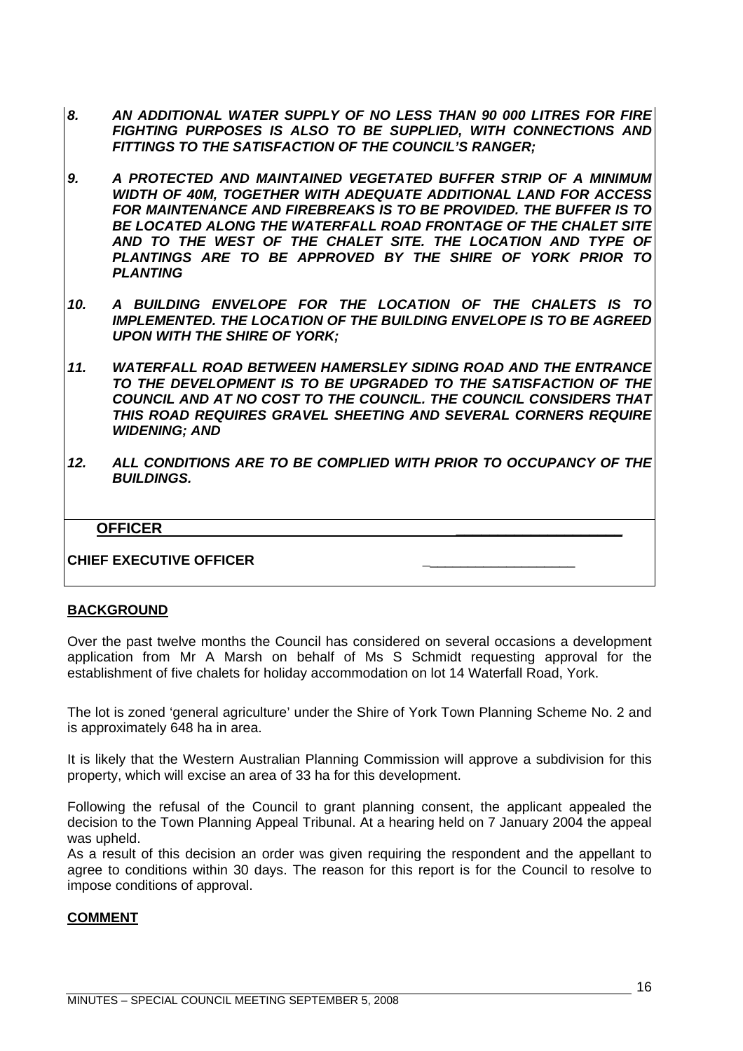8. ***AN ADDITIONAL WATER SUPPLY OF NO LESS THAN 90 000 LITRES FOR FIRE FIGHTING PURPOSES IS ALSO TO BE SUPPLIED, WITH CONNECTIONS AND FITTINGS TO THE SATISFACTION OF THE COUNCIL'S RANGER;***

9. ***A PROTECTED AND MAINTAINED VEGETATED BUFFER STRIP OF A MINIMUM WIDTH OF 40M, TOGETHER WITH ADEQUATE ADDITIONAL LAND FOR ACCESS FOR MAINTENANCE AND FIREBREAKS IS TO BE PROVIDED. THE BUFFER IS TO BE LOCATED ALONG THE WATERFALL ROAD FRONTAGE OF THE CHALET SITE AND TO THE WEST OF THE CHALET SITE. THE LOCATION AND TYPE OF PLANTINGS ARE TO BE APPROVED BY THE SHIRE OF YORK PRIOR TO PLANTING***

10. ***A BUILDING ENVELOPE FOR THE LOCATION OF THE CHALETS IS TO IMPLEMENTED. THE LOCATION OF THE BUILDING ENVELOPE IS TO BE AGREED UPON WITH THE SHIRE OF YORK;***

11. ***WATERFALL ROAD BETWEEN HAMERSLEY SIDING ROAD AND THE ENTRANCE TO THE DEVELOPMENT IS TO BE UPGRADED TO THE SATISFACTION OF THE COUNCIL AND AT NO COST TO THE COUNCIL. THE COUNCIL CONSIDERS THAT THIS ROAD REQUIRES GRAVEL SHEETING AND SEVERAL CORNERS REQUIRE WIDENING; AND***

12. ***ALL CONDITIONS ARE TO BE COMPLIED WITH PRIOR TO OCCUPANCY OF THE BUILDINGS.***

**OFFICER** ____________________

**CHIEF EXECUTIVE OFFICER** ____________________

## BACKGROUND

Over the past twelve months the Council has considered on several occasions a development application from Mr A Marsh on behalf of Ms S Schmidt requesting approval for the establishment of five chalets for holiday accommodation on lot 14 Waterfall Road, York.

The lot is zoned 'general agriculture' under the Shire of York Town Planning Scheme No. 2 and is approximately 648 ha in area.

It is likely that the Western Australian Planning Commission will approve a subdivision for this property, which will excise an area of 33 ha for this development.

Following the refusal of the Council to grant planning consent, the applicant appealed the decision to the Town Planning Appeal Tribunal. At a hearing held on 7 January 2004 the appeal was upheld.

As a result of this decision an order was given requiring the respondent and the appellant to agree to conditions within 30 days. The reason for this report is for the Council to resolve to impose conditions of approval.

## COMMENT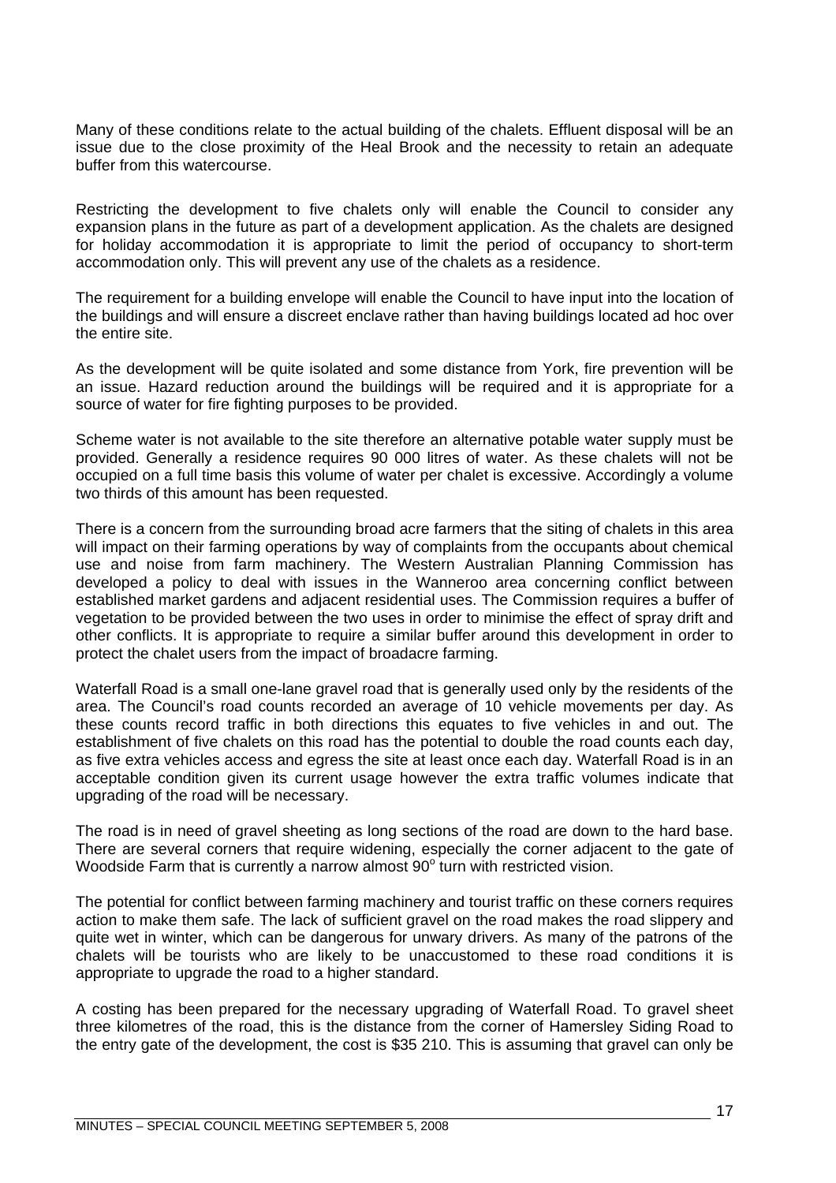Many of these conditions relate to the actual building of the chalets. Effluent disposal will be an issue due to the close proximity of the Heal Brook and the necessity to retain an adequate buffer from this watercourse.

Restricting the development to five chalets only will enable the Council to consider any expansion plans in the future as part of a development application. As the chalets are designed for holiday accommodation it is appropriate to limit the period of occupancy to short-term accommodation only. This will prevent any use of the chalets as a residence.

The requirement for a building envelope will enable the Council to have input into the location of the buildings and will ensure a discreet enclave rather than having buildings located ad hoc over the entire site.

As the development will be quite isolated and some distance from York, fire prevention will be an issue. Hazard reduction around the buildings will be required and it is appropriate for a source of water for fire fighting purposes to be provided.

Scheme water is not available to the site therefore an alternative potable water supply must be provided. Generally a residence requires 90 000 litres of water. As these chalets will not be occupied on a full time basis this volume of water per chalet is excessive. Accordingly a volume two thirds of this amount has been requested.

There is a concern from the surrounding broad acre farmers that the siting of chalets in this area will impact on their farming operations by way of complaints from the occupants about chemical use and noise from farm machinery. The Western Australian Planning Commission has developed a policy to deal with issues in the Wanneroo area concerning conflict between established market gardens and adjacent residential uses. The Commission requires a buffer of vegetation to be provided between the two uses in order to minimise the effect of spray drift and other conflicts. It is appropriate to require a similar buffer around this development in order to protect the chalet users from the impact of broadacre farming.

Waterfall Road is a small one-lane gravel road that is generally used only by the residents of the area. The Council's road counts recorded an average of 10 vehicle movements per day. As these counts record traffic in both directions this equates to five vehicles in and out. The establishment of five chalets on this road has the potential to double the road counts each day, as five extra vehicles access and egress the site at least once each day. Waterfall Road is in an acceptable condition given its current usage however the extra traffic volumes indicate that upgrading of the road will be necessary.

The road is in need of gravel sheeting as long sections of the road are down to the hard base. There are several corners that require widening, especially the corner adjacent to the gate of Woodside Farm that is currently a narrow almost 90° turn with restricted vision.

The potential for conflict between farming machinery and tourist traffic on these corners requires action to make them safe. The lack of sufficient gravel on the road makes the road slippery and quite wet in winter, which can be dangerous for unwary drivers. As many of the patrons of the chalets will be tourists who are likely to be unaccustomed to these road conditions it is appropriate to upgrade the road to a higher standard.

A costing has been prepared for the necessary upgrading of Waterfall Road. To gravel sheet three kilometres of the road, this is the distance from the corner of Hamersley Siding Road to the entry gate of the development, the cost is $35 210. This is assuming that gravel can only be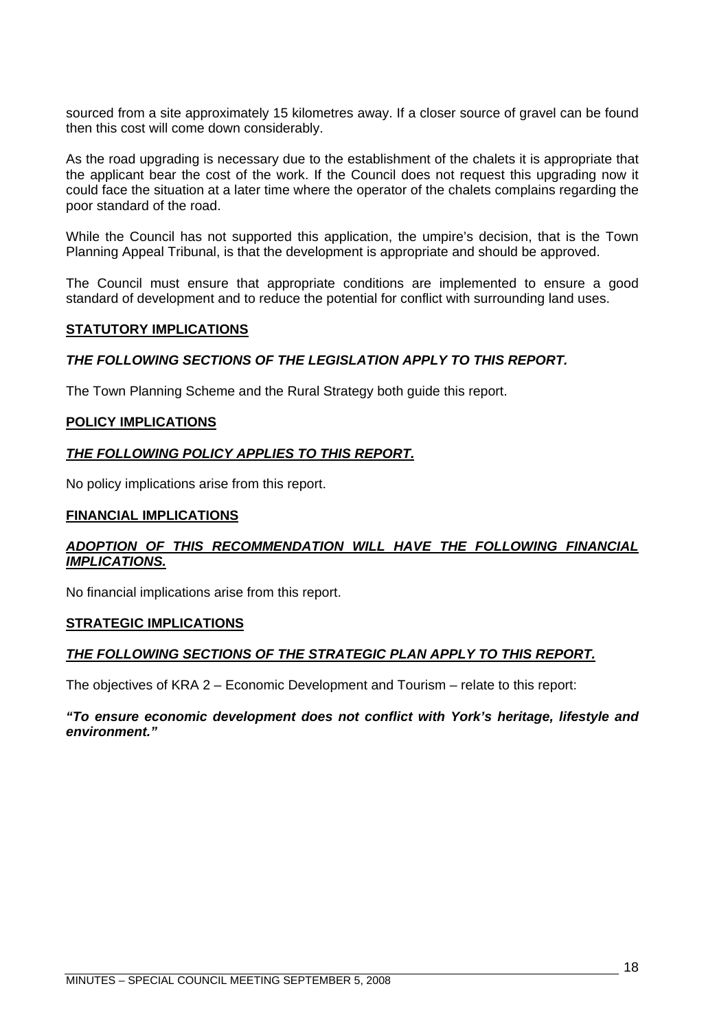sourced from a site approximately 15 kilometres away. If a closer source of gravel can be found then this cost will come down considerably.

As the road upgrading is necessary due to the establishment of the chalets it is appropriate that the applicant bear the cost of the work. If the Council does not request this upgrading now it could face the situation at a later time where the operator of the chalets complains regarding the poor standard of the road.

While the Council has not supported this application, the umpire's decision, that is the Town Planning Appeal Tribunal, is that the development is appropriate and should be approved.

The Council must ensure that appropriate conditions are implemented to ensure a good standard of development and to reduce the potential for conflict with surrounding land uses.

**STATUTORY IMPLICATIONS**

***THE FOLLOWING SECTIONS OF THE LEGISLATION APPLY TO THIS REPORT.***

The Town Planning Scheme and the Rural Strategy both guide this report.

**POLICY IMPLICATIONS**

***THE FOLLOWING POLICY APPLIES TO THIS REPORT.***

No policy implications arise from this report.

**FINANCIAL IMPLICATIONS**

***ADOPTION OF THIS RECOMMENDATION WILL HAVE THE FOLLOWING FINANCIAL IMPLICATIONS.***

No financial implications arise from this report.

**STRATEGIC IMPLICATIONS**

***THE FOLLOWING SECTIONS OF THE STRATEGIC PLAN APPLY TO THIS REPORT.***

The objectives of KRA 2 – Economic Development and Tourism – relate to this report:

***"To ensure economic development does not conflict with York's heritage, lifestyle and environment."***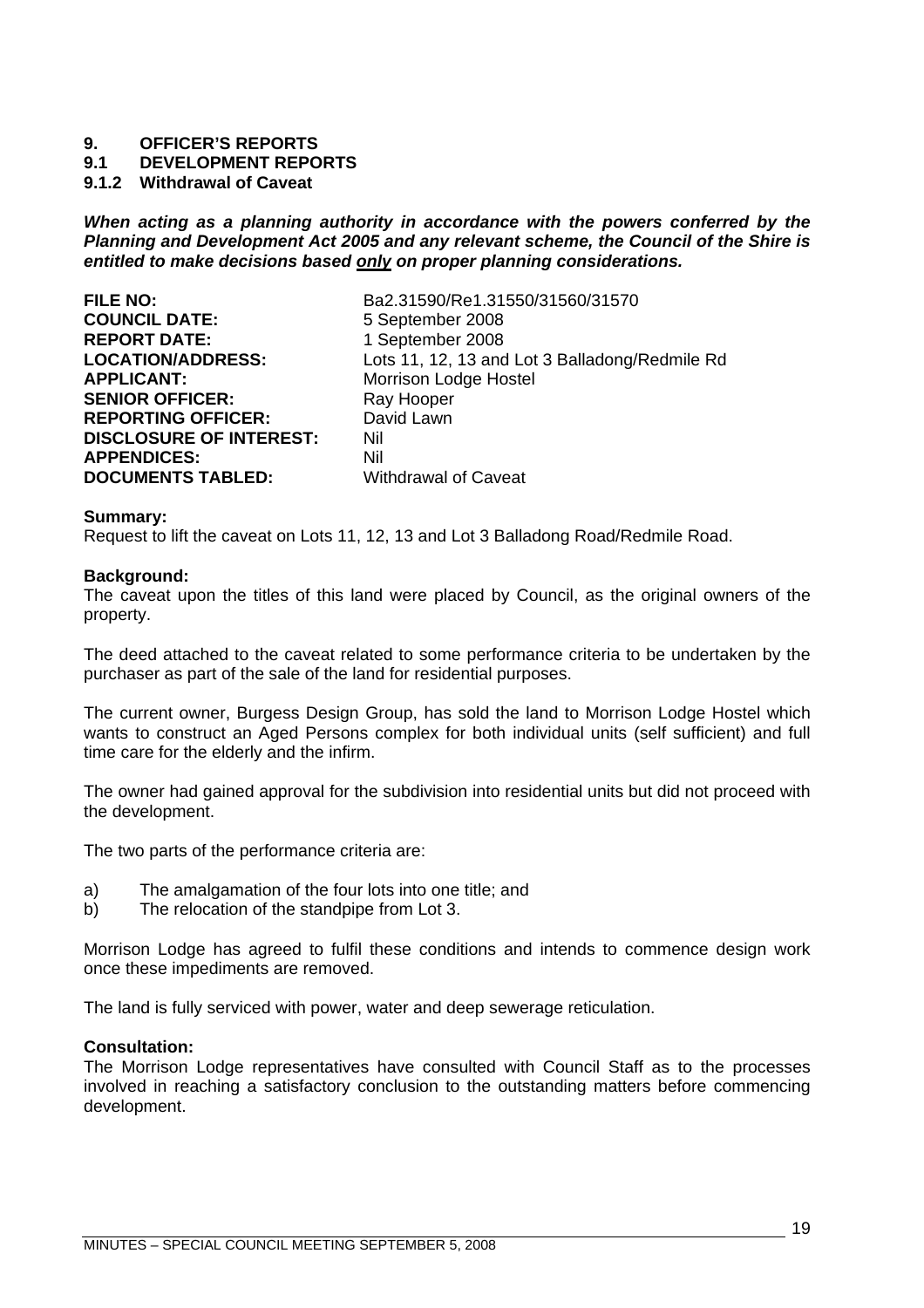# 9. OFFICER'S REPORTS

## 9.1 DEVELOPMENT REPORTS

### 9.1.2 Withdrawal of Caveat

***When acting as a planning authority in accordance with the powers conferred by the Planning and Development Act 2005 and any relevant scheme, the Council of the Shire is entitled to make decisions based <u>only</u> on proper planning considerations.***

| | |
|---|---|
| **FILE NO:** | Ba2.31590/Re1.31550/31560/31570 |
| **COUNCIL DATE:** | 5 September 2008 |
| **REPORT DATE:** | 1 September 2008 |
| **LOCATION/ADDRESS:** | Lots 11, 12, 13 and Lot 3 Balladong/Redmile Rd |
| **APPLICANT:** | Morrison Lodge Hostel |
| **SENIOR OFFICER:** | Ray Hooper |
| **REPORTING OFFICER:** | David Lawn |
| **DISCLOSURE OF INTEREST:** | Nil |
| **APPENDICES:** | Nil |
| **DOCUMENTS TABLED:** | Withdrawal of Caveat |

**Summary:**
Request to lift the caveat on Lots 11, 12, 13 and Lot 3 Balladong Road/Redmile Road.

**Background:**
The caveat upon the titles of this land were placed by Council, as the original owners of the property.

The deed attached to the caveat related to some performance criteria to be undertaken by the purchaser as part of the sale of the land for residential purposes.

The current owner, Burgess Design Group, has sold the land to Morrison Lodge Hostel which wants to construct an Aged Persons complex for both individual units (self sufficient) and full time care for the elderly and the infirm.

The owner had gained approval for the subdivision into residential units but did not proceed with the development.

The two parts of the performance criteria are:

a) The amalgamation of the four lots into one title; and
b) The relocation of the standpipe from Lot 3.

Morrison Lodge has agreed to fulfil these conditions and intends to commence design work once these impediments are removed.

The land is fully serviced with power, water and deep sewerage reticulation.

**Consultation:**
The Morrison Lodge representatives have consulted with Council Staff as to the processes involved in reaching a satisfactory conclusion to the outstanding matters before commencing development.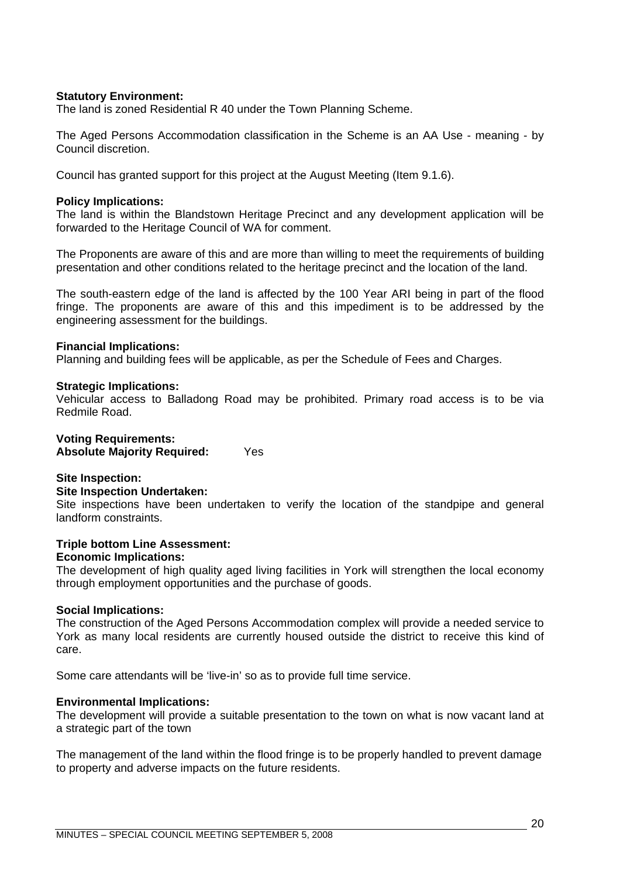**Statutory Environment:**
The land is zoned Residential R 40 under the Town Planning Scheme.

The Aged Persons Accommodation classification in the Scheme is an AA Use - meaning - by Council discretion.

Council has granted support for this project at the August Meeting (Item 9.1.6).

**Policy Implications:**
The land is within the Blandstown Heritage Precinct and any development application will be forwarded to the Heritage Council of WA for comment.

The Proponents are aware of this and are more than willing to meet the requirements of building presentation and other conditions related to the heritage precinct and the location of the land.

The south-eastern edge of the land is affected by the 100 Year ARI being in part of the flood fringe. The proponents are aware of this and this impediment is to be addressed by the engineering assessment for the buildings.

**Financial Implications:**
Planning and building fees will be applicable, as per the Schedule of Fees and Charges.

**Strategic Implications:**
Vehicular access to Balladong Road may be prohibited. Primary road access is to be via Redmile Road.

**Voting Requirements:**
**Absolute Majority Required:** Yes

**Site Inspection:**
**Site Inspection Undertaken:**
Site inspections have been undertaken to verify the location of the standpipe and general landform constraints.

**Triple bottom Line Assessment:**
**Economic Implications:**
The development of high quality aged living facilities in York will strengthen the local economy through employment opportunities and the purchase of goods.

**Social Implications:**
The construction of the Aged Persons Accommodation complex will provide a needed service to York as many local residents are currently housed outside the district to receive this kind of care.

Some care attendants will be 'live-in' so as to provide full time service.

**Environmental Implications:**
The development will provide a suitable presentation to the town on what is now vacant land at a strategic part of the town

The management of the land within the flood fringe is to be properly handled to prevent damage to property and adverse impacts on the future residents.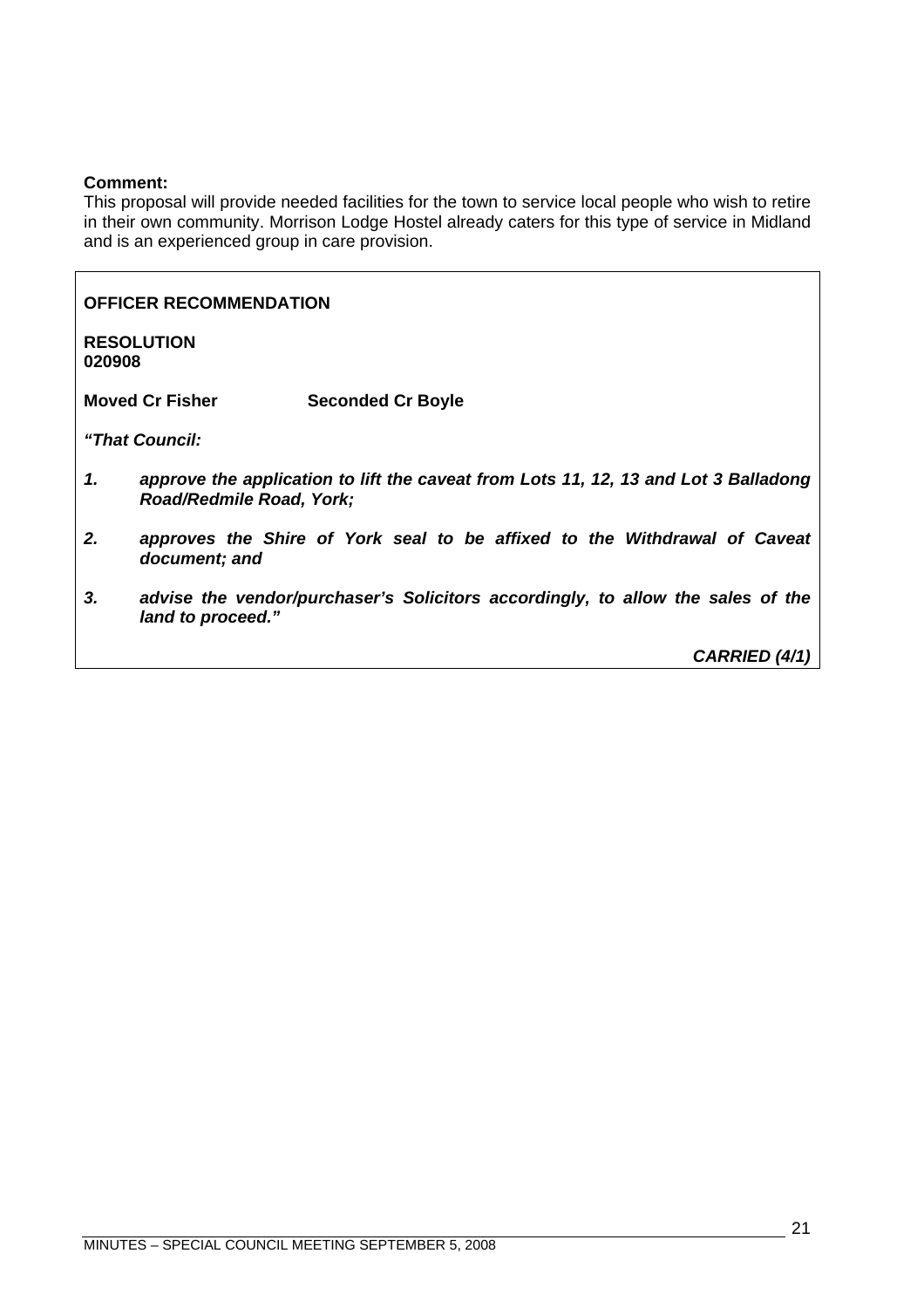**Comment:**
This proposal will provide needed facilities for the town to service local people who wish to retire in their own community. Morrison Lodge Hostel already caters for this type of service in Midland and is an experienced group in care provision.

**OFFICER RECOMMENDATION**

**RESOLUTION**
**020908**

**Moved Cr Fisher** **Seconded Cr Boyle**

***"That Council:***

1. ***approve the application to lift the caveat from Lots 11, 12, 13 and Lot 3 Balladong Road/Redmile Road, York;***

2. ***approves the Shire of York seal to be affixed to the Withdrawal of Caveat document; and***

3. ***advise the vendor/purchaser's Solicitors accordingly, to allow the sales of the land to proceed."***

***CARRIED (4/1)***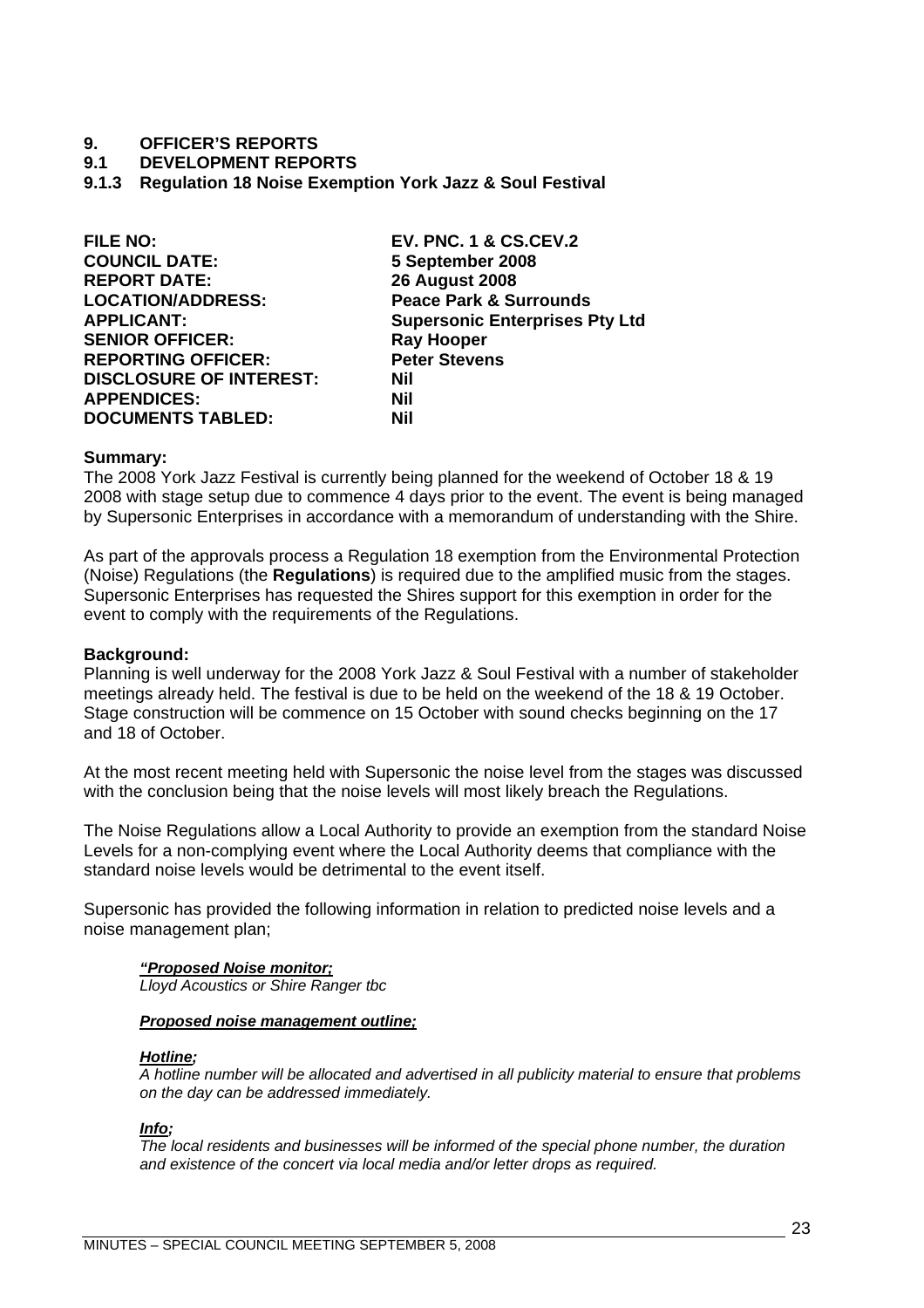# 9. OFFICER'S REPORTS

## 9.1 DEVELOPMENT REPORTS

### 9.1.3 Regulation 18 Noise Exemption York Jazz & Soul Festival

| | |
|---|---|
| **FILE NO:** | **EV. PNC. 1 & CS.CEV.2** |
| **COUNCIL DATE:** | **5 September 2008** |
| **REPORT DATE:** | **26 August 2008** |
| **LOCATION/ADDRESS:** | **Peace Park & Surrounds** |
| **APPLICANT:** | **Supersonic Enterprises Pty Ltd** |
| **SENIOR OFFICER:** | **Ray Hooper** |
| **REPORTING OFFICER:** | **Peter Stevens** |
| **DISCLOSURE OF INTEREST:** | **Nil** |
| **APPENDICES:** | **Nil** |
| **DOCUMENTS TABLED:** | **Nil** |

**Summary:**
The 2008 York Jazz Festival is currently being planned for the weekend of October 18 & 19 2008 with stage setup due to commence 4 days prior to the event. The event is being managed by Supersonic Enterprises in accordance with a memorandum of understanding with the Shire.

As part of the approvals process a Regulation 18 exemption from the Environmental Protection (Noise) Regulations (the **Regulations**) is required due to the amplified music from the stages. Supersonic Enterprises has requested the Shires support for this exemption in order for the event to comply with the requirements of the Regulations.

**Background:**
Planning is well underway for the 2008 York Jazz & Soul Festival with a number of stakeholder meetings already held. The festival is due to be held on the weekend of the 18 & 19 October. Stage construction will be commence on 15 October with sound checks beginning on the 17 and 18 of October.

At the most recent meeting held with Supersonic the noise level from the stages was discussed with the conclusion being that the noise levels will most likely breach the Regulations.

The Noise Regulations allow a Local Authority to provide an exemption from the standard Noise Levels for a non-complying event where the Local Authority deems that compliance with the standard noise levels would be detrimental to the event itself.

Supersonic has provided the following information in relation to predicted noise levels and a noise management plan;

> ***"Proposed Noise monitor;***
> *Lloyd Acoustics or Shire Ranger tbc*
>
> ***Proposed noise management outline;***
>
> ***Hotline;***
> *A hotline number will be allocated and advertised in all publicity material to ensure that problems on the day can be addressed immediately.*
>
> ***Info;***
> *The local residents and businesses will be informed of the special phone number, the duration and existence of the concert via local media and/or letter drops as required.*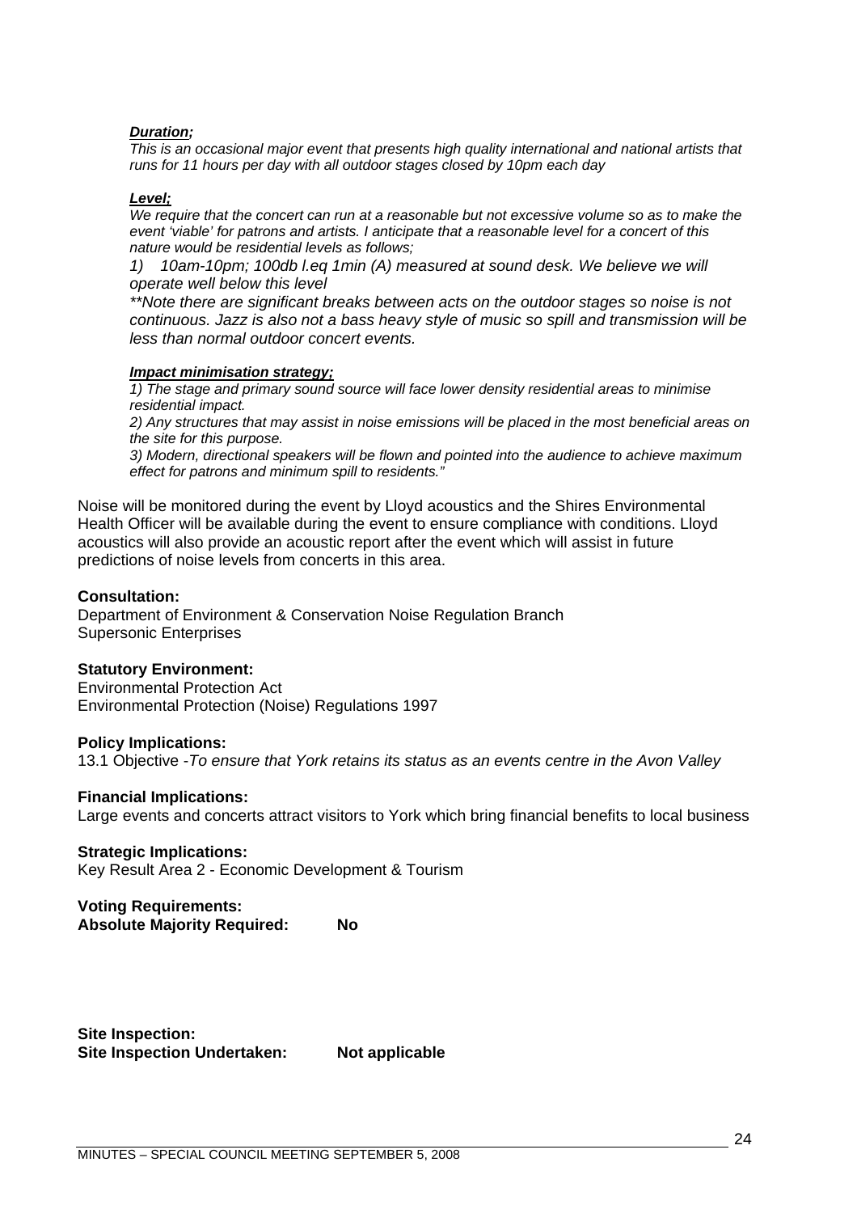***Duration;***
*This is an occasional major event that presents high quality international and national artists that runs for 11 hours per day with all outdoor stages closed by 10pm each day*

***Level;***
*We require that the concert can run at a reasonable but not excessive volume so as to make the event 'viable' for patrons and artists. I anticipate that a reasonable level for a concert of this nature would be residential levels as follows;*

*1) 10am-10pm; 100db l.eq 1min (A) measured at sound desk. We believe we will operate well below this level*

*\*\*Note there are significant breaks between acts on the outdoor stages so noise is not continuous. Jazz is also not a bass heavy style of music so spill and transmission will be less than normal outdoor concert events.*

***Impact minimisation strategy;***
*1) The stage and primary sound source will face lower density residential areas to minimise residential impact.*
*2) Any structures that may assist in noise emissions will be placed in the most beneficial areas on the site for this purpose.*
*3) Modern, directional speakers will be flown and pointed into the audience to achieve maximum effect for patrons and minimum spill to residents."*

Noise will be monitored during the event by Lloyd acoustics and the Shires Environmental Health Officer will be available during the event to ensure compliance with conditions. Lloyd acoustics will also provide an acoustic report after the event which will assist in future predictions of noise levels from concerts in this area.

**Consultation:**
Department of Environment & Conservation Noise Regulation Branch
Supersonic Enterprises

**Statutory Environment:**
Environmental Protection Act
Environmental Protection (Noise) Regulations 1997

**Policy Implications:**
13.1 Objective -*To ensure that York retains its status as an events centre in the Avon Valley*

**Financial Implications:**
Large events and concerts attract visitors to York which bring financial benefits to local business

**Strategic Implications:**
Key Result Area 2 - Economic Development & Tourism

**Voting Requirements:**
**Absolute Majority Required: No**

**Site Inspection:**
**Site Inspection Undertaken: Not applicable**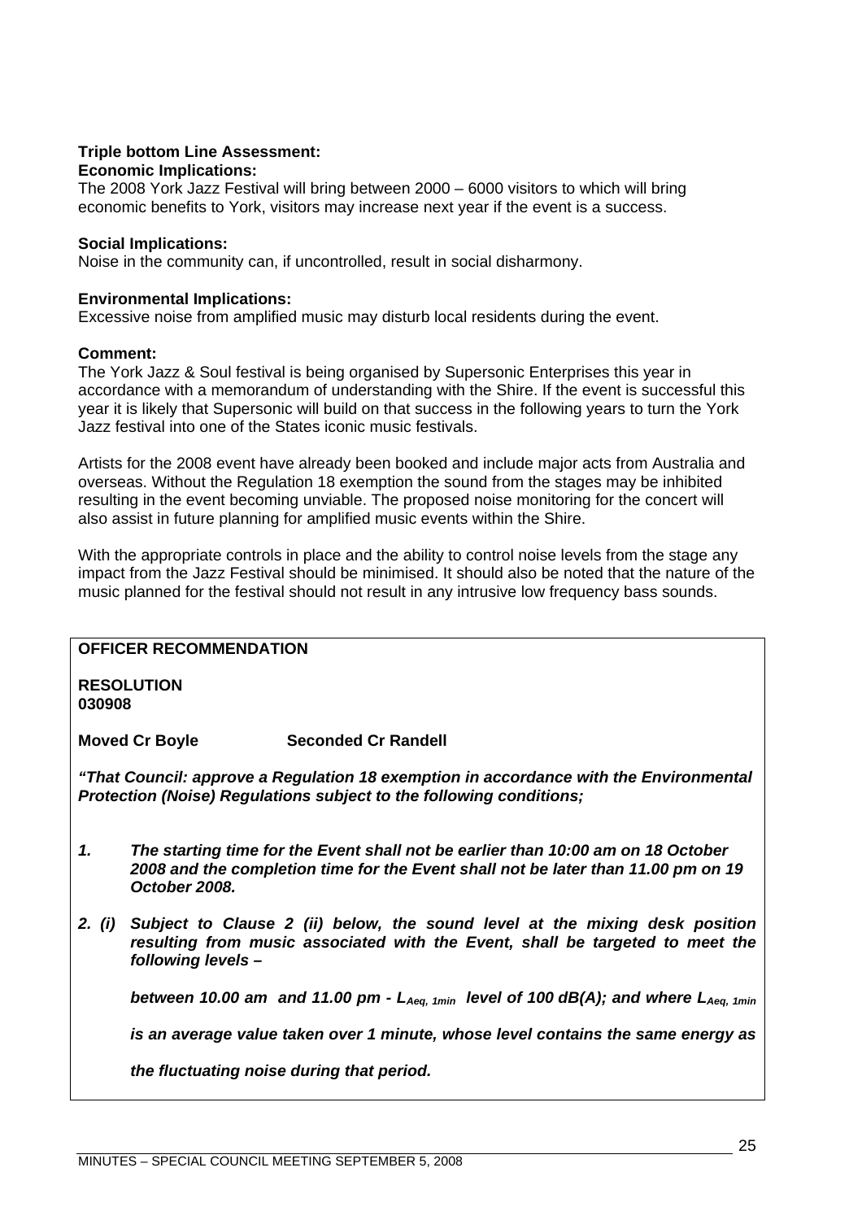**Triple bottom Line Assessment:**
**Economic Implications:**
The 2008 York Jazz Festival will bring between 2000 – 6000 visitors to which will bring economic benefits to York, visitors may increase next year if the event is a success.

**Social Implications:**
Noise in the community can, if uncontrolled, result in social disharmony.

**Environmental Implications:**
Excessive noise from amplified music may disturb local residents during the event.

**Comment:**
The York Jazz & Soul festival is being organised by Supersonic Enterprises this year in accordance with a memorandum of understanding with the Shire. If the event is successful this year it is likely that Supersonic will build on that success in the following years to turn the York Jazz festival into one of the States iconic music festivals.

Artists for the 2008 event have already been booked and include major acts from Australia and overseas. Without the Regulation 18 exemption the sound from the stages may be inhibited resulting in the event becoming unviable. The proposed noise monitoring for the concert will also assist in future planning for amplified music events within the Shire.

With the appropriate controls in place and the ability to control noise levels from the stage any impact from the Jazz Festival should be minimised. It should also be noted that the nature of the music planned for the festival should not result in any intrusive low frequency bass sounds.

**OFFICER RECOMMENDATION**

**RESOLUTION**
**030908**

**Moved Cr Boyle** **Seconded Cr Randell**

***"That Council: approve a Regulation 18 exemption in accordance with the Environmental Protection (Noise) Regulations subject to the following conditions;***

***1. The starting time for the Event shall not be earlier than 10:00 am on 18 October 2008 and the completion time for the Event shall not be later than 11.00 pm on 19 October 2008.***

***2. (i) Subject to Clause 2 (ii) below, the sound level at the mixing desk position resulting from music associated with the Event, shall be targeted to meet the following levels –***

***between 10.00 am and 11.00 pm - $L_{Aeq, 1min}$ level of 100 dB(A); and where $L_{Aeq, 1min}$ is an average value taken over 1 minute, whose level contains the same energy as the fluctuating noise during that period.***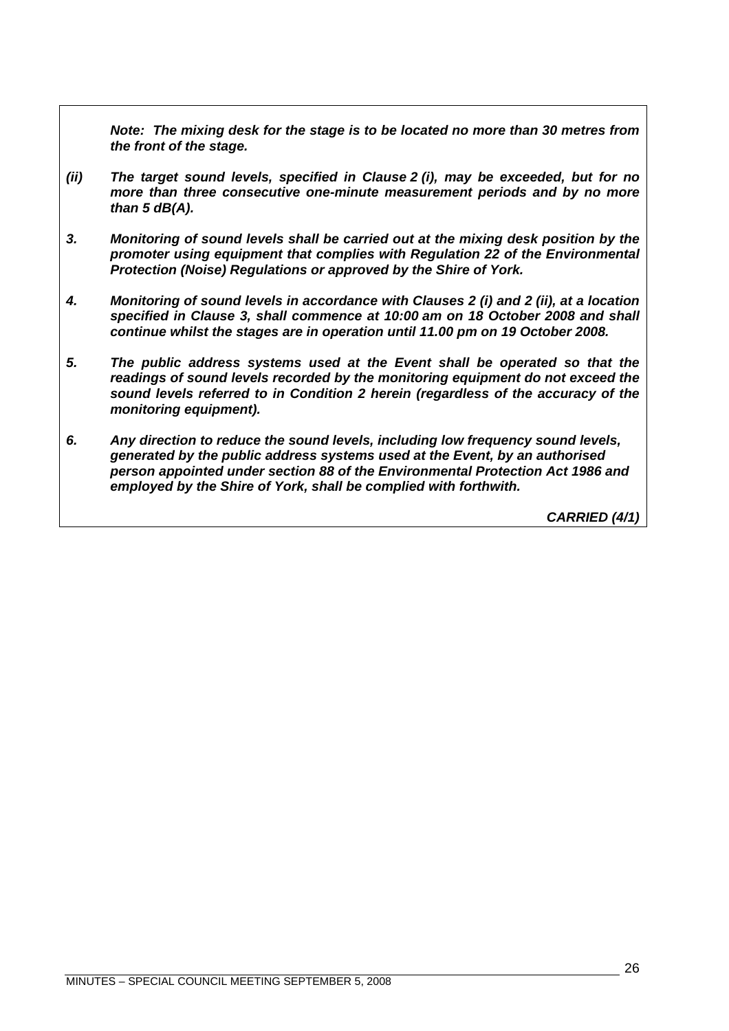***Note: The mixing desk for the stage is to be located no more than 30 metres from the front of the stage.***

***(ii) The target sound levels, specified in Clause 2 (i), may be exceeded, but for no more than three consecutive one-minute measurement periods and by no more than 5 dB(A).***

***3. Monitoring of sound levels shall be carried out at the mixing desk position by the promoter using equipment that complies with Regulation 22 of the Environmental Protection (Noise) Regulations or approved by the Shire of York.***

***4. Monitoring of sound levels in accordance with Clauses 2 (i) and 2 (ii), at a location specified in Clause 3, shall commence at 10:00 am on 18 October 2008 and shall continue whilst the stages are in operation until 11.00 pm on 19 October 2008.***

***5. The public address systems used at the Event shall be operated so that the readings of sound levels recorded by the monitoring equipment do not exceed the sound levels referred to in Condition 2 herein (regardless of the accuracy of the monitoring equipment).***

***6. Any direction to reduce the sound levels, including low frequency sound levels, generated by the public address systems used at the Event, by an authorised person appointed under section 88 of the Environmental Protection Act 1986 and employed by the Shire of York, shall be complied with forthwith.***

***CARRIED (4/1)***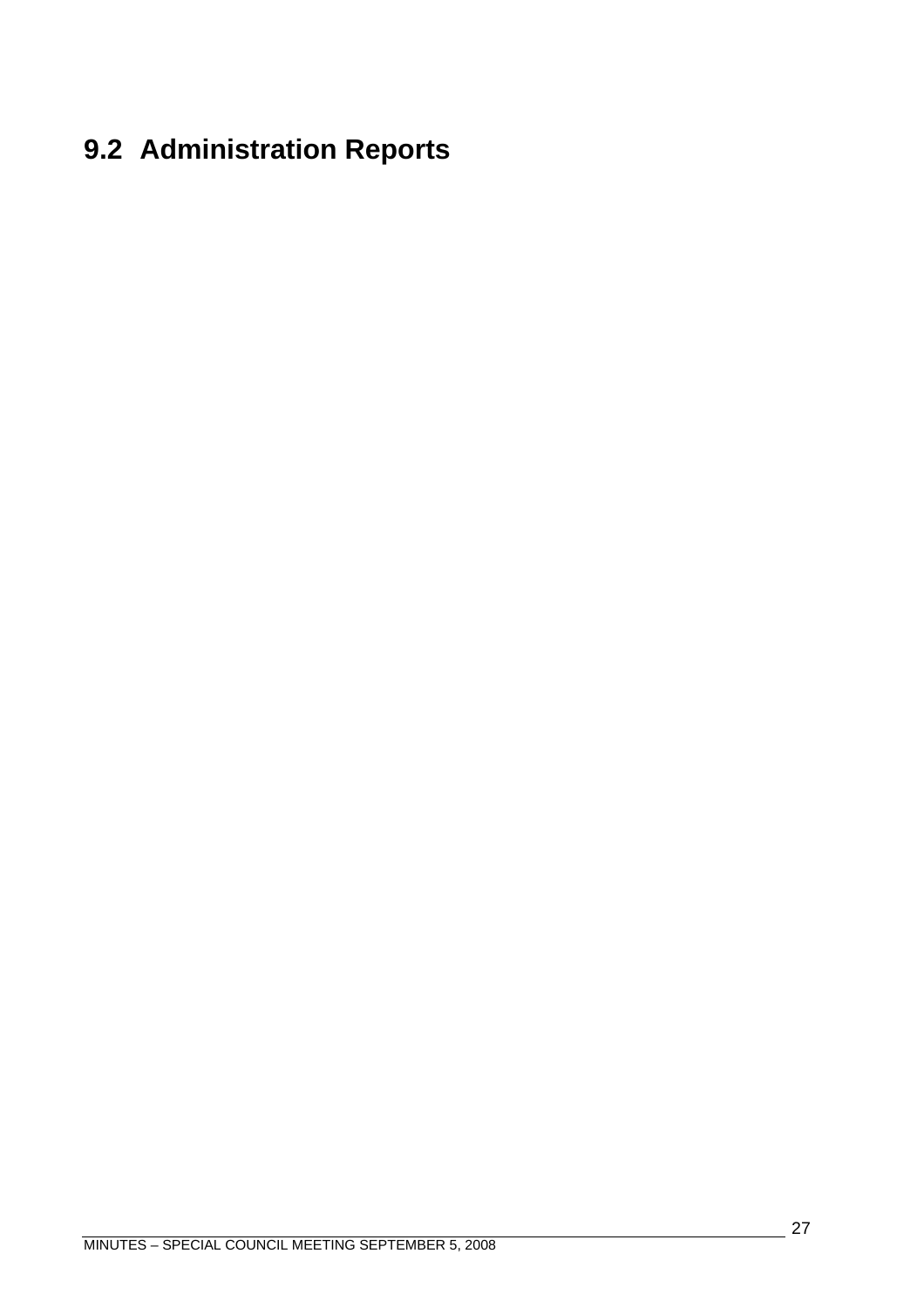## 9.2 Administration Reports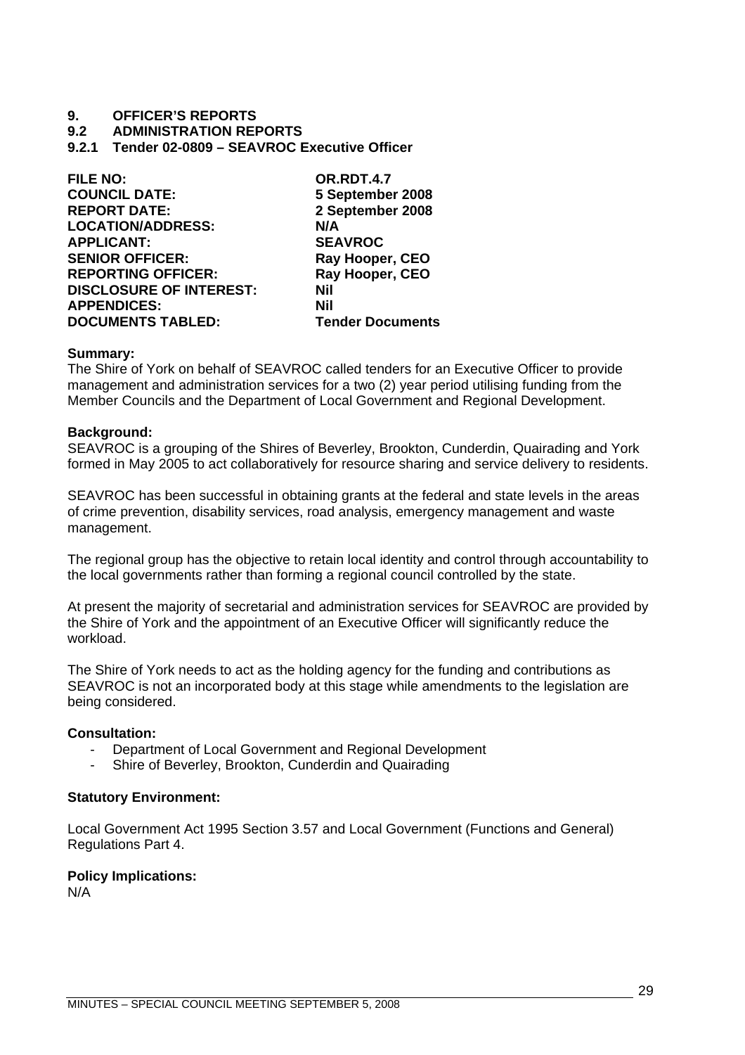# 9. OFFICER'S REPORTS

## 9.2 ADMINISTRATION REPORTS

### 9.2.1 Tender 02-0809 – SEAVROC Executive Officer

| | |
|---|---|
| **FILE NO:** | **OR.RDT.4.7** |
| **COUNCIL DATE:** | **5 September 2008** |
| **REPORT DATE:** | **2 September 2008** |
| **LOCATION/ADDRESS:** | **N/A** |
| **APPLICANT:** | **SEAVROC** |
| **SENIOR OFFICER:** | **Ray Hooper, CEO** |
| **REPORTING OFFICER:** | **Ray Hooper, CEO** |
| **DISCLOSURE OF INTEREST:** | **Nil** |
| **APPENDICES:** | **Nil** |
| **DOCUMENTS TABLED:** | **Tender Documents** |

**Summary:**
The Shire of York on behalf of SEAVROC called tenders for an Executive Officer to provide management and administration services for a two (2) year period utilising funding from the Member Councils and the Department of Local Government and Regional Development.

**Background:**
SEAVROC is a grouping of the Shires of Beverley, Brookton, Cunderdin, Quairading and York formed in May 2005 to act collaboratively for resource sharing and service delivery to residents.

SEAVROC has been successful in obtaining grants at the federal and state levels in the areas of crime prevention, disability services, road analysis, emergency management and waste management.

The regional group has the objective to retain local identity and control through accountability to the local governments rather than forming a regional council controlled by the state.

At present the majority of secretarial and administration services for SEAVROC are provided by the Shire of York and the appointment of an Executive Officer will significantly reduce the workload.

The Shire of York needs to act as the holding agency for the funding and contributions as SEAVROC is not an incorporated body at this stage while amendments to the legislation are being considered.

**Consultation:**

- Department of Local Government and Regional Development
- Shire of Beverley, Brookton, Cunderdin and Quairading

**Statutory Environment:**

Local Government Act 1995 Section 3.57 and Local Government (Functions and General) Regulations Part 4.

**Policy Implications:**
N/A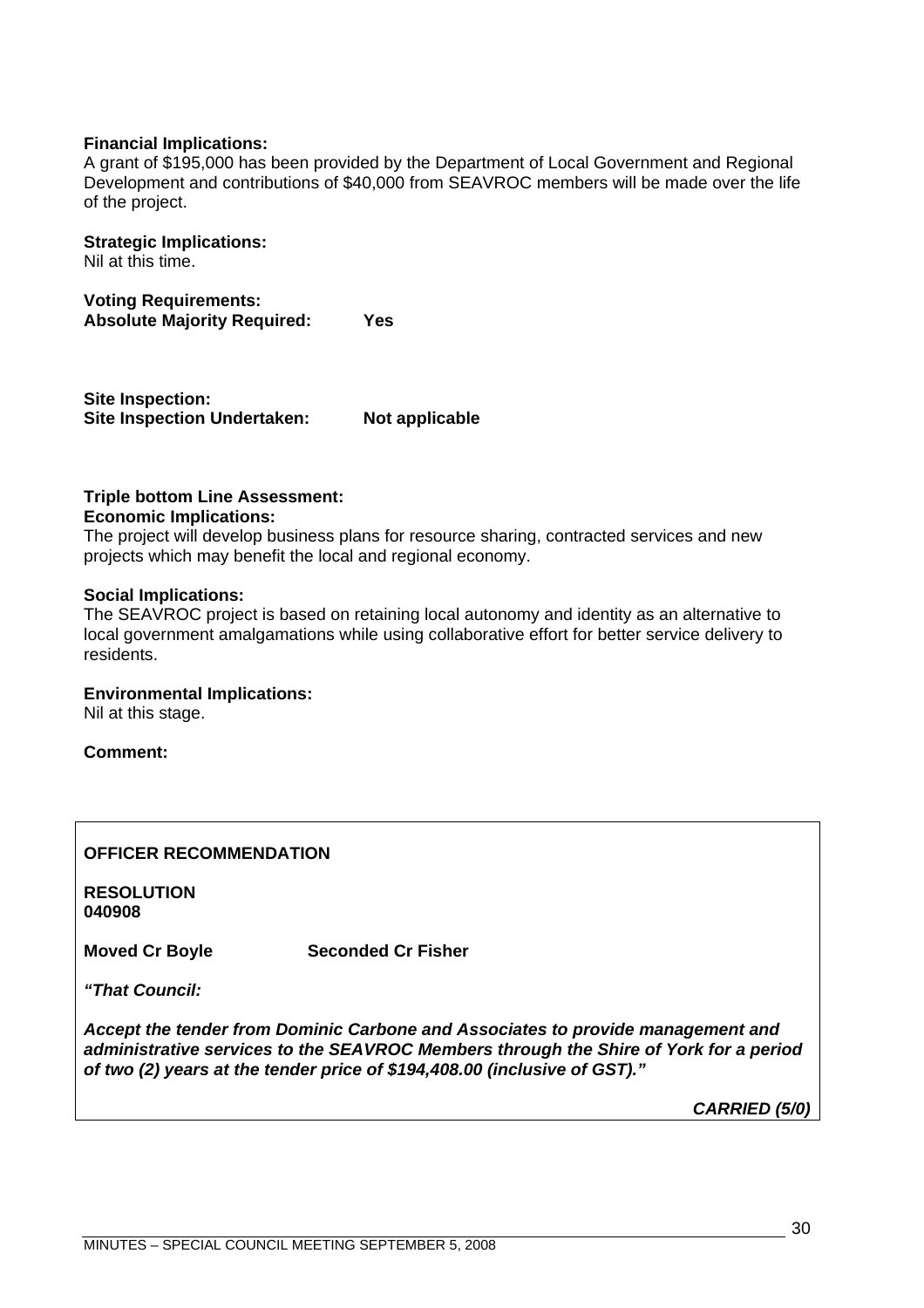**Financial Implications:**
A grant of $195,000 has been provided by the Department of Local Government and Regional Development and contributions of $40,000 from SEAVROC members will be made over the life of the project.

**Strategic Implications:**
Nil at this time.

**Voting Requirements:**
**Absolute Majority Required: Yes**

**Site Inspection:**
**Site Inspection Undertaken: Not applicable**

**Triple bottom Line Assessment:**
**Economic Implications:**
The project will develop business plans for resource sharing, contracted services and new projects which may benefit the local and regional economy.

**Social Implications:**
The SEAVROC project is based on retaining local autonomy and identity as an alternative to local government amalgamations while using collaborative effort for better service delivery to residents.

**Environmental Implications:**
Nil at this stage.

**Comment:**

**OFFICER RECOMMENDATION**

**RESOLUTION**
**040908**

**Moved Cr Boyle Seconded Cr Fisher**

***"That Council:***

***Accept the tender from Dominic Carbone and Associates to provide management and administrative services to the SEAVROC Members through the Shire of York for a period of two (2) years at the tender price of $194,408.00 (inclusive of GST)."***

***CARRIED (5/0)***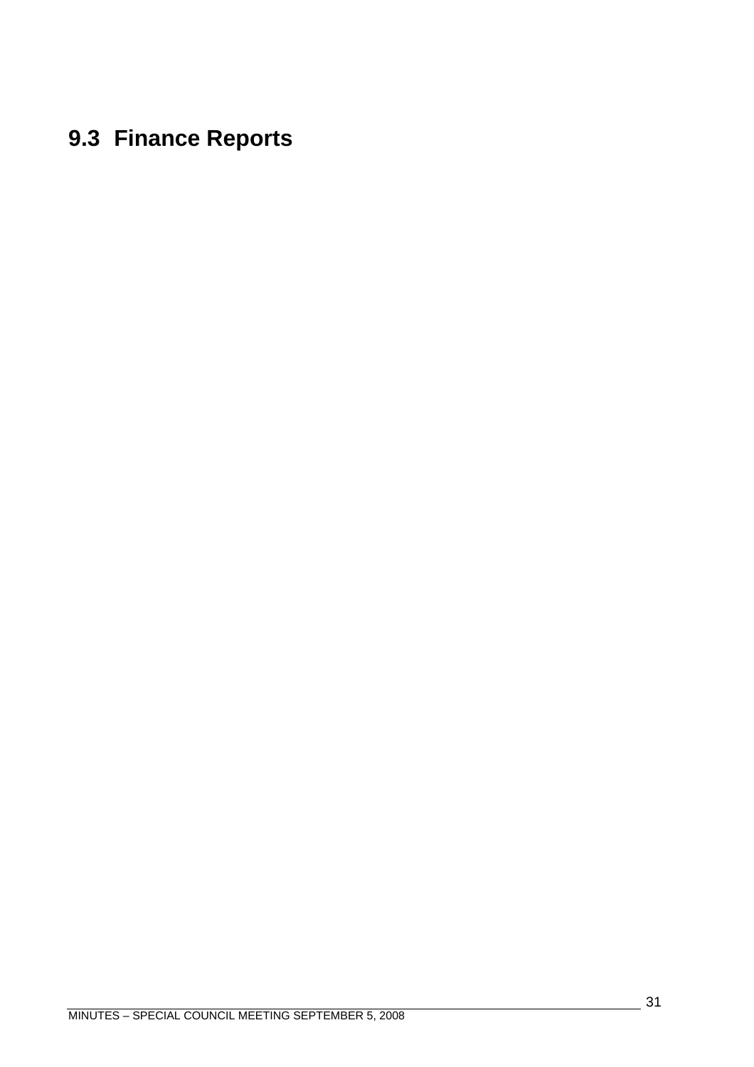# 9.3 Finance Reports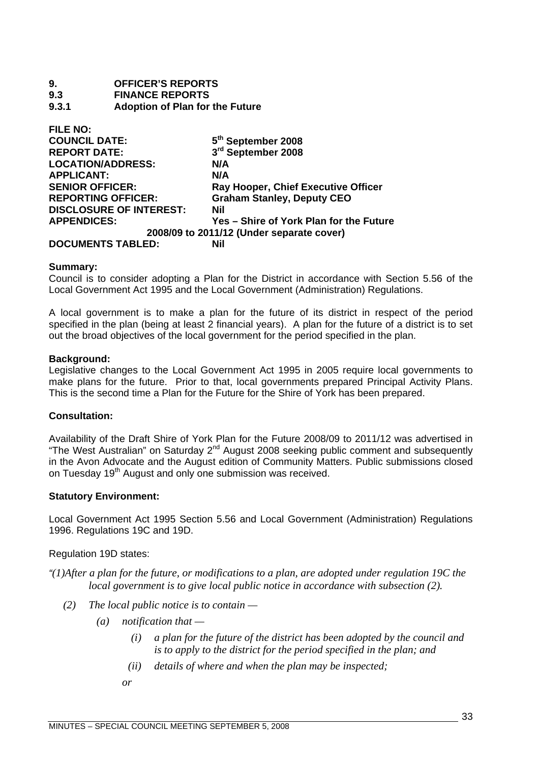**9. OFFICER'S REPORTS**
**9.3 FINANCE REPORTS**
**9.3.1 Adoption of Plan for the Future**

| | |
|---|---|
| **FILE NO:** | |
| **COUNCIL DATE:** | **5th September 2008** |
| **REPORT DATE:** | **3rd September 2008** |
| **LOCATION/ADDRESS:** | **N/A** |
| **APPLICANT:** | **N/A** |
| **SENIOR OFFICER:** | **Ray Hooper, Chief Executive Officer** |
| **REPORTING OFFICER:** | **Graham Stanley, Deputy CEO** |
| **DISCLOSURE OF INTEREST:** | **Nil** |
| **APPENDICES:** | **Yes – Shire of York Plan for the Future 2008/09 to 2011/12 (Under separate cover)** |
| **DOCUMENTS TABLED:** | **Nil** |

**Summary:**
Council is to consider adopting a Plan for the District in accordance with Section 5.56 of the Local Government Act 1995 and the Local Government (Administration) Regulations.

A local government is to make a plan for the future of its district in respect of the period specified in the plan (being at least 2 financial years). A plan for the future of a district is to set out the broad objectives of the local government for the period specified in the plan.

**Background:**
Legislative changes to the Local Government Act 1995 in 2005 require local governments to make plans for the future. Prior to that, local governments prepared Principal Activity Plans. This is the second time a Plan for the Future for the Shire of York has been prepared.

**Consultation:**

Availability of the Draft Shire of York Plan for the Future 2008/09 to 2011/12 was advertised in "The West Australian" on Saturday 2nd August 2008 seeking public comment and subsequently in the Avon Advocate and the August edition of Community Matters. Public submissions closed on Tuesday 19th August and only one submission was received.

**Statutory Environment:**

Local Government Act 1995 Section 5.56 and Local Government (Administration) Regulations 1996. Regulations 19C and 19D.

Regulation 19D states:

*"(1)After a plan for the future, or modifications to a plan, are adopted under regulation 19C the local government is to give local public notice in accordance with subsection (2).*

*(2) The local public notice is to contain —*

*(a) notification that —*

*(i) a plan for the future of the district has been adopted by the council and is to apply to the district for the period specified in the plan; and*

*(ii) details of where and when the plan may be inspected;*

*or*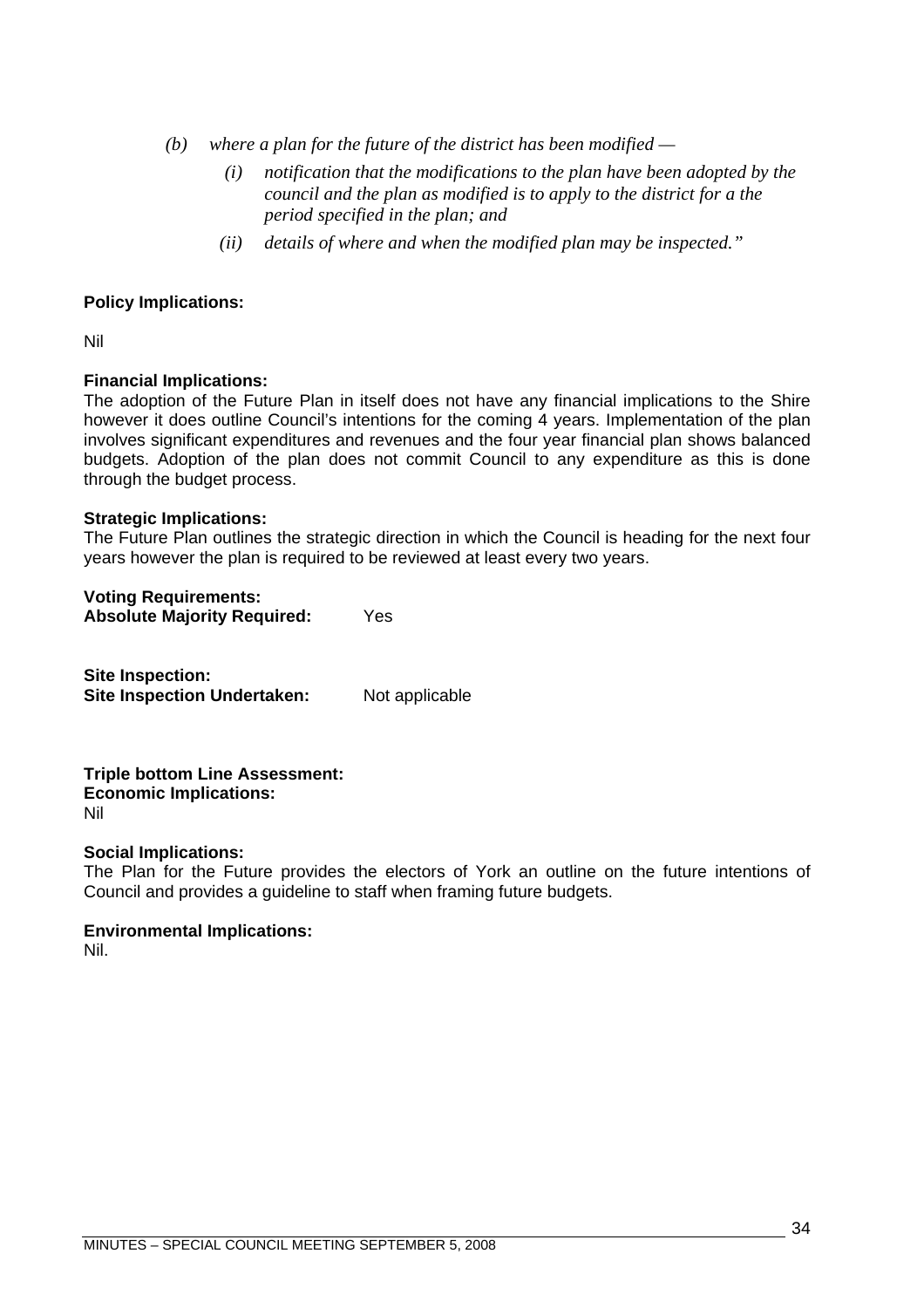*(b) where a plan for the future of the district has been modified —*

*(i) notification that the modifications to the plan have been adopted by the council and the plan as modified is to apply to the district for a the period specified in the plan; and*

*(ii) details of where and when the modified plan may be inspected."*

**Policy Implications:**

Nil

**Financial Implications:**
The adoption of the Future Plan in itself does not have any financial implications to the Shire however it does outline Council's intentions for the coming 4 years. Implementation of the plan involves significant expenditures and revenues and the four year financial plan shows balanced budgets. Adoption of the plan does not commit Council to any expenditure as this is done through the budget process.

**Strategic Implications:**
The Future Plan outlines the strategic direction in which the Council is heading for the next four years however the plan is required to be reviewed at least every two years.

**Voting Requirements:**
**Absolute Majority Required:** Yes

**Site Inspection:**
**Site Inspection Undertaken:** Not applicable

**Triple bottom Line Assessment:**
**Economic Implications:**
Nil

**Social Implications:**
The Plan for the Future provides the electors of York an outline on the future intentions of Council and provides a guideline to staff when framing future budgets.

**Environmental Implications:**
Nil.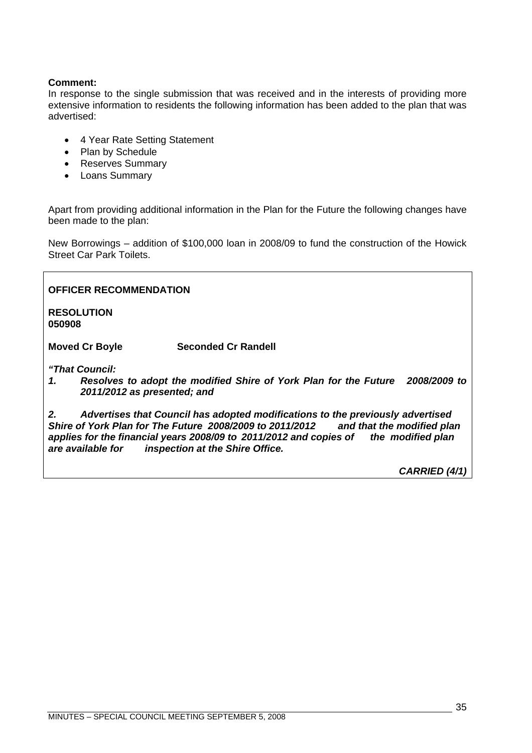**Comment:**
In response to the single submission that was received and in the interests of providing more extensive information to residents the following information has been added to the plan that was advertised:

- 4 Year Rate Setting Statement
- Plan by Schedule
- Reserves Summary
- Loans Summary

Apart from providing additional information in the Plan for the Future the following changes have been made to the plan:

New Borrowings – addition of $100,000 loan in 2008/09 to fund the construction of the Howick Street Car Park Toilets.

**OFFICER RECOMMENDATION**

**RESOLUTION**
**050908**

**Moved Cr Boyle** **Seconded Cr Randell**

***"That Council:***

***1. Resolves to adopt the modified Shire of York Plan for the Future 2008/2009 to 2011/2012 as presented; and***

***2. Advertises that Council has adopted modifications to the previously advertised Shire of York Plan for The Future 2008/2009 to 2011/2012 and that the modified plan applies for the financial years 2008/09 to 2011/2012 and copies of the modified plan are available for inspection at the Shire Office.***

***CARRIED (4/1)***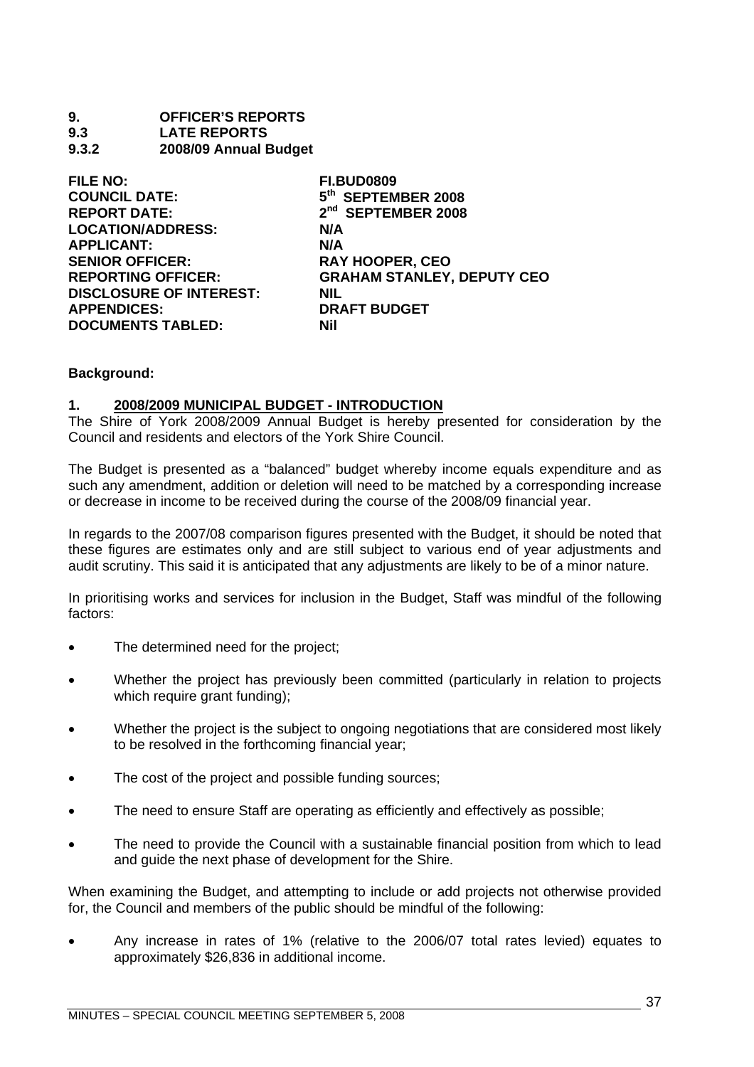**9. OFFICER'S REPORTS**
**9.3 LATE REPORTS**
**9.3.2 2008/09 Annual Budget**

| | |
|---|---|
| **FILE NO:** | **FI.BUD0809** |
| **COUNCIL DATE:** | **5th SEPTEMBER 2008** |
| **REPORT DATE:** | **2nd SEPTEMBER 2008** |
| **LOCATION/ADDRESS:** | **N/A** |
| **APPLICANT:** | **N/A** |
| **SENIOR OFFICER:** | **RAY HOOPER, CEO** |
| **REPORTING OFFICER:** | **GRAHAM STANLEY, DEPUTY CEO** |
| **DISCLOSURE OF INTEREST:** | **NIL** |
| **APPENDICES:** | **DRAFT BUDGET** |
| **DOCUMENTS TABLED:** | **Nil** |

**Background:**

**1. 2008/2009 MUNICIPAL BUDGET - INTRODUCTION**

The Shire of York 2008/2009 Annual Budget is hereby presented for consideration by the Council and residents and electors of the York Shire Council.

The Budget is presented as a "balanced" budget whereby income equals expenditure and as such any amendment, addition or deletion will need to be matched by a corresponding increase or decrease in income to be received during the course of the 2008/09 financial year.

In regards to the 2007/08 comparison figures presented with the Budget, it should be noted that these figures are estimates only and are still subject to various end of year adjustments and audit scrutiny. This said it is anticipated that any adjustments are likely to be of a minor nature.

In prioritising works and services for inclusion in the Budget, Staff was mindful of the following factors:

- The determined need for the project;
- Whether the project has previously been committed (particularly in relation to projects which require grant funding);
- Whether the project is the subject to ongoing negotiations that are considered most likely to be resolved in the forthcoming financial year;
- The cost of the project and possible funding sources;
- The need to ensure Staff are operating as efficiently and effectively as possible;
- The need to provide the Council with a sustainable financial position from which to lead and guide the next phase of development for the Shire.

When examining the Budget, and attempting to include or add projects not otherwise provided for, the Council and members of the public should be mindful of the following:

- Any increase in rates of 1% (relative to the 2006/07 total rates levied) equates to approximately $26,836 in additional income.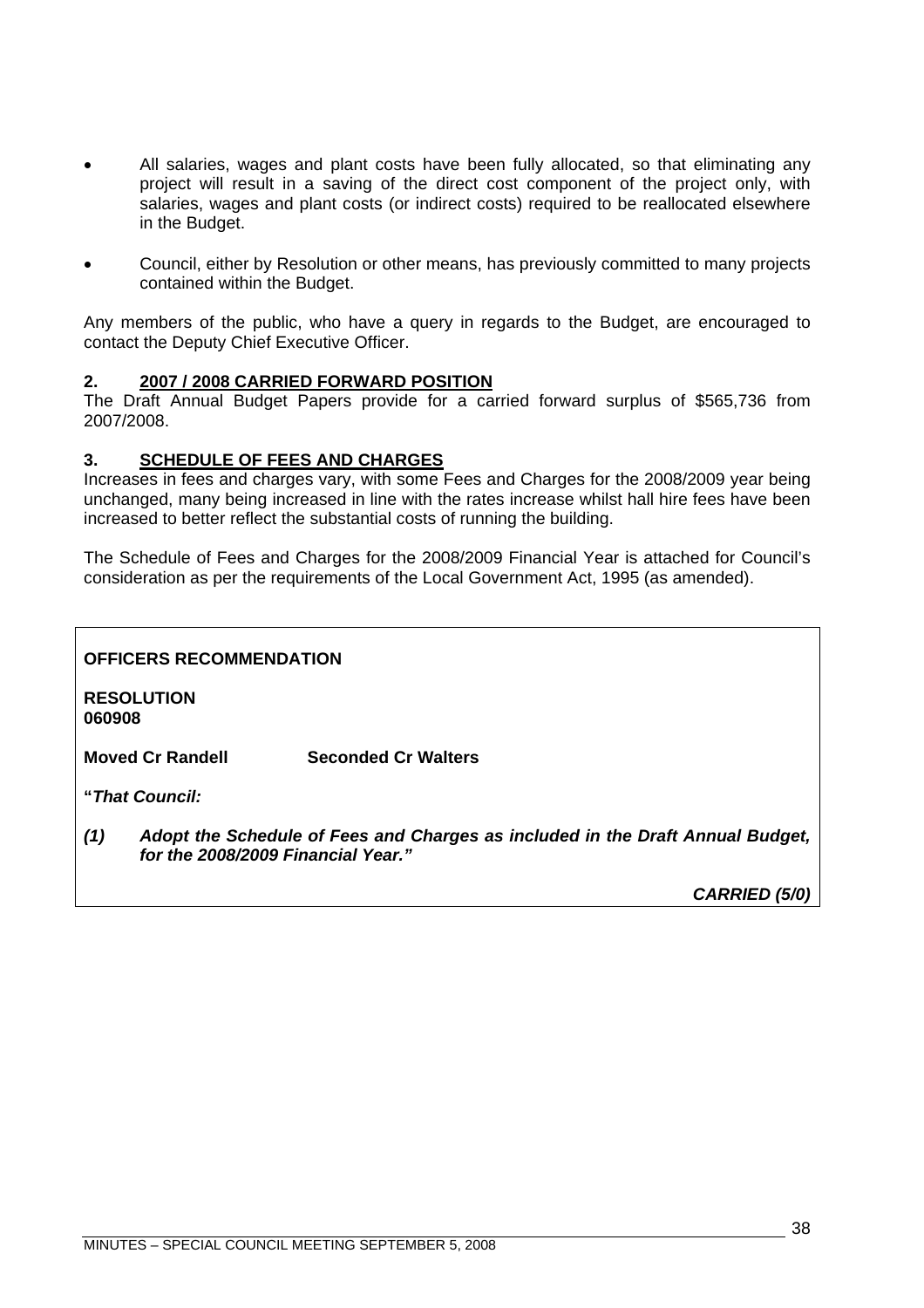- All salaries, wages and plant costs have been fully allocated, so that eliminating any project will result in a saving of the direct cost component of the project only, with salaries, wages and plant costs (or indirect costs) required to be reallocated elsewhere in the Budget.

- Council, either by Resolution or other means, has previously committed to many projects contained within the Budget.

Any members of the public, who have a query in regards to the Budget, are encouraged to contact the Deputy Chief Executive Officer.

## 2. 2007 / 2008 CARRIED FORWARD POSITION

The Draft Annual Budget Papers provide for a carried forward surplus of $565,736 from 2007/2008.

## 3. SCHEDULE OF FEES AND CHARGES

Increases in fees and charges vary, with some Fees and Charges for the 2008/2009 year being unchanged, many being increased in line with the rates increase whilst hall hire fees have been increased to better reflect the substantial costs of running the building.

The Schedule of Fees and Charges for the 2008/2009 Financial Year is attached for Council's consideration as per the requirements of the Local Government Act, 1995 (as amended).

**OFFICERS RECOMMENDATION**

**RESOLUTION**
**060908**

**Moved Cr Randell** **Seconded Cr Walters**

**"*That Council:***

***(1) Adopt the Schedule of Fees and Charges as included in the Draft Annual Budget, for the 2008/2009 Financial Year."***

***CARRIED (5/0)***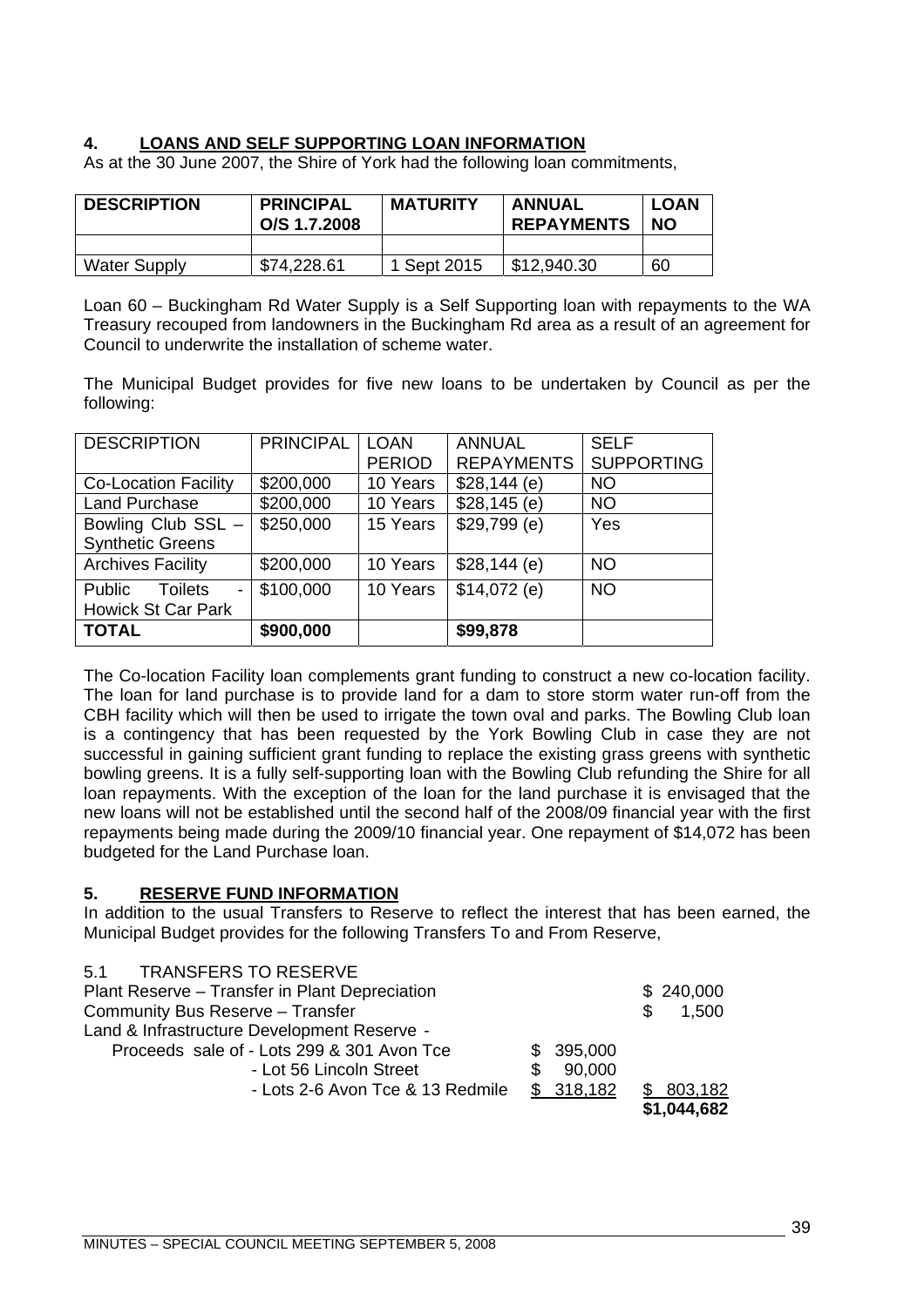## 4. LOANS AND SELF SUPPORTING LOAN INFORMATION

As at the 30 June 2007, the Shire of York had the following loan commitments,

| DESCRIPTION | PRINCIPAL O/S 1.7.2008 | MATURITY | ANNUAL REPAYMENTS | LOAN NO |
|---|---|---|---|---|
| | | | | |
| Water Supply | $74,228.61 | 1 Sept 2015 | $12,940.30 | 60 |

Loan 60 – Buckingham Rd Water Supply is a Self Supporting loan with repayments to the WA Treasury recouped from landowners in the Buckingham Rd area as a result of an agreement for Council to underwrite the installation of scheme water.

The Municipal Budget provides for five new loans to be undertaken by Council as per the following:

| DESCRIPTION | PRINCIPAL | LOAN PERIOD | ANNUAL REPAYMENTS | SELF SUPPORTING |
|---|---|---|---|---|
| Co-Location Facility | $200,000 | 10 Years | $28,144 (e) | NO |
| Land Purchase | $200,000 | 10 Years | $28,145 (e) | NO |
| Bowling Club SSL – Synthetic Greens | $250,000 | 15 Years | $29,799 (e) | Yes |
| Archives Facility | $200,000 | 10 Years | $28,144 (e) | NO |
| Public Toilets - Howick St Car Park | $100,000 | 10 Years | $14,072 (e) | NO |
| **TOTAL** | **$900,000** | | **$99,878** | |

The Co-location Facility loan complements grant funding to construct a new co-location facility. The loan for land purchase is to provide land for a dam to store storm water run-off from the CBH facility which will then be used to irrigate the town oval and parks. The Bowling Club loan is a contingency that has been requested by the York Bowling Club in case they are not successful in gaining sufficient grant funding to replace the existing grass greens with synthetic bowling greens. It is a fully self-supporting loan with the Bowling Club refunding the Shire for all loan repayments. With the exception of the loan for the land purchase it is envisaged that the new loans will not be established until the second half of the 2008/09 financial year with the first repayments being made during the 2009/10 financial year. One repayment of $14,072 has been budgeted for the Land Purchase loan.

## 5. RESERVE FUND INFORMATION

In addition to the usual Transfers to Reserve to reflect the interest that has been earned, the Municipal Budget provides for the following Transfers To and From Reserve,

5.1 TRANSFERS TO RESERVE

| | | |
|---|---|---|
| Plant Reserve – Transfer in Plant Depreciation | | $ 240,000 |
| Community Bus Reserve – Transfer | | $ 1,500 |
| Land & Infrastructure Development Reserve - | | |
| Proceeds sale of - Lots 299 & 301 Avon Tce | $ 395,000 | |
| - Lot 56 Lincoln Street | $ 90,000 | |
| - Lots 2-6 Avon Tce & 13 Redmile | $ 318,182 | $ 803,182 |
| | | **$1,044,682** |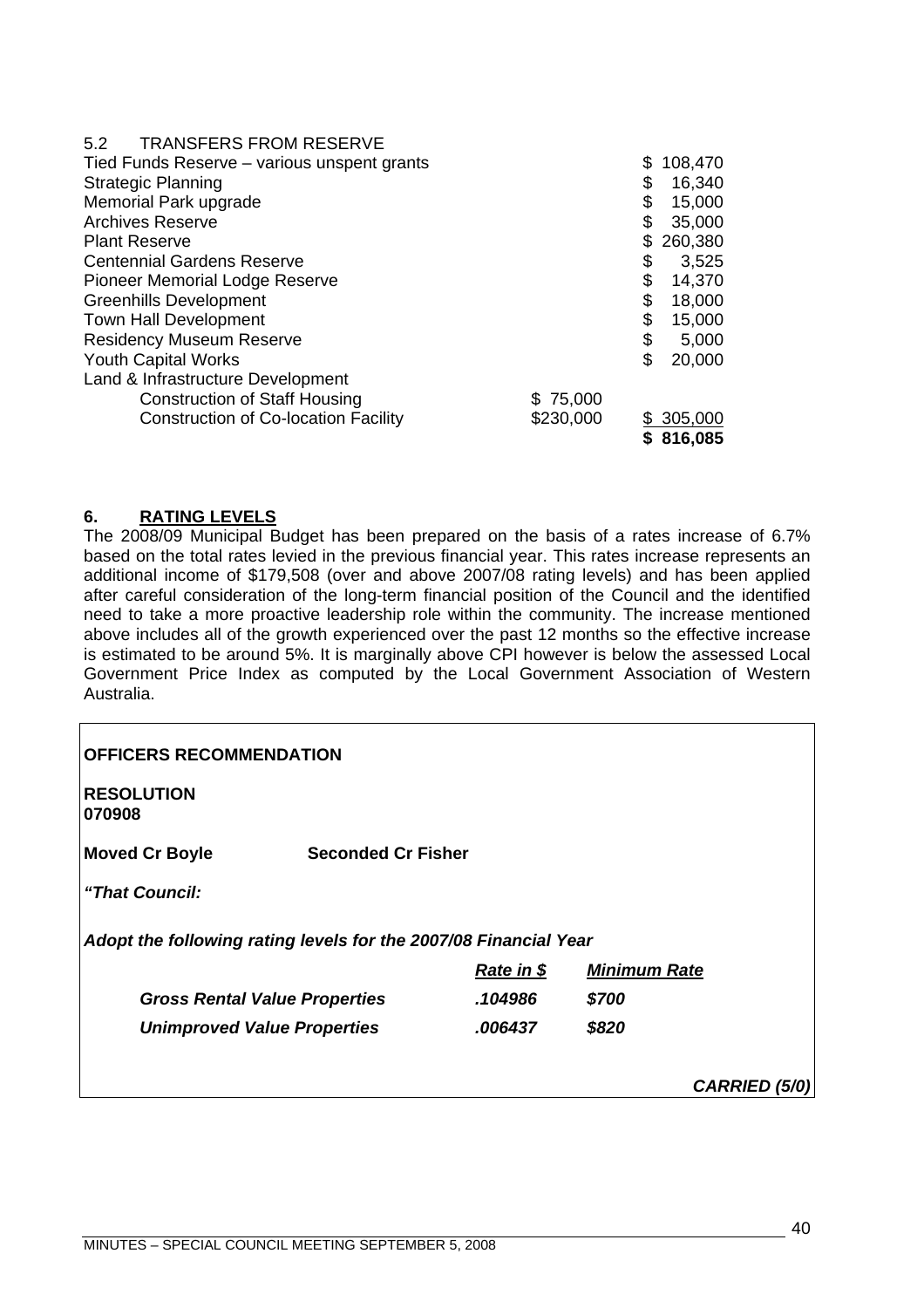5.2 TRANSFERS FROM RESERVE

| | | |
|---|---|---|
| Tied Funds Reserve – various unspent grants | | $ 108,470 |
| Strategic Planning | | $ 16,340 |
| Memorial Park upgrade | | $ 15,000 |
| Archives Reserve | | $ 35,000 |
| Plant Reserve | | $ 260,380 |
| Centennial Gardens Reserve | | $ 3,525 |
| Pioneer Memorial Lodge Reserve | | $ 14,370 |
| Greenhills Development | | $ 18,000 |
| Town Hall Development | | $ 15,000 |
| Residency Museum Reserve | | $ 5,000 |
| Youth Capital Works | | $ 20,000 |
| Land & Infrastructure Development | | |
| Construction of Staff Housing | $ 75,000 | |
| Construction of Co-location Facility | $230,000 | $ 305,000 |
| | | **$ 816,085** |

## 6. RATING LEVELS

The 2008/09 Municipal Budget has been prepared on the basis of a rates increase of 6.7% based on the total rates levied in the previous financial year. This rates increase represents an additional income of $179,508 (over and above 2007/08 rating levels) and has been applied after careful consideration of the long-term financial position of the Council and the identified need to take a more proactive leadership role within the community. The increase mentioned above includes all of the growth experienced over the past 12 months so the effective increase is estimated to be around 5%. It is marginally above CPI however is below the assessed Local Government Price Index as computed by the Local Government Association of Western Australia.

**OFFICERS RECOMMENDATION**

**RESOLUTION**
**070908**

**Moved Cr Boyle** **Seconded Cr Fisher**

***"That Council:***

***Adopt the following rating levels for the 2007/08 Financial Year***

| | *Rate in $* | *Minimum Rate* |
|---|---|---|
| ***Gross Rental Value Properties*** | ***.104986*** | ***$700*** |
| ***Unimproved Value Properties*** | ***.006437*** | ***$820*** |

***CARRIED (5/0)***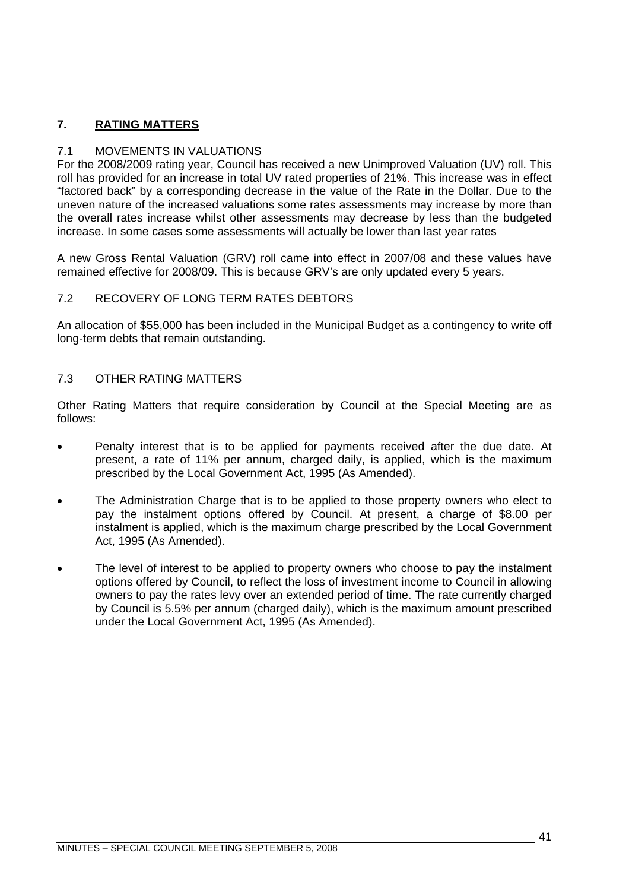## 7. RATING MATTERS

### 7.1 MOVEMENTS IN VALUATIONS

For the 2008/2009 rating year, Council has received a new Unimproved Valuation (UV) roll. This roll has provided for an increase in total UV rated properties of 21%. This increase was in effect "factored back" by a corresponding decrease in the value of the Rate in the Dollar. Due to the uneven nature of the increased valuations some rates assessments may increase by more than the overall rates increase whilst other assessments may decrease by less than the budgeted increase. In some cases some assessments will actually be lower than last year rates

A new Gross Rental Valuation (GRV) roll came into effect in 2007/08 and these values have remained effective for 2008/09. This is because GRV's are only updated every 5 years.

### 7.2 RECOVERY OF LONG TERM RATES DEBTORS

An allocation of $55,000 has been included in the Municipal Budget as a contingency to write off long-term debts that remain outstanding.

### 7.3 OTHER RATING MATTERS

Other Rating Matters that require consideration by Council at the Special Meeting are as follows:

- Penalty interest that is to be applied for payments received after the due date. At present, a rate of 11% per annum, charged daily, is applied, which is the maximum prescribed by the Local Government Act, 1995 (As Amended).
- The Administration Charge that is to be applied to those property owners who elect to pay the instalment options offered by Council. At present, a charge of $8.00 per instalment is applied, which is the maximum charge prescribed by the Local Government Act, 1995 (As Amended).
- The level of interest to be applied to property owners who choose to pay the instalment options offered by Council, to reflect the loss of investment income to Council in allowing owners to pay the rates levy over an extended period of time. The rate currently charged by Council is 5.5% per annum (charged daily), which is the maximum amount prescribed under the Local Government Act, 1995 (As Amended).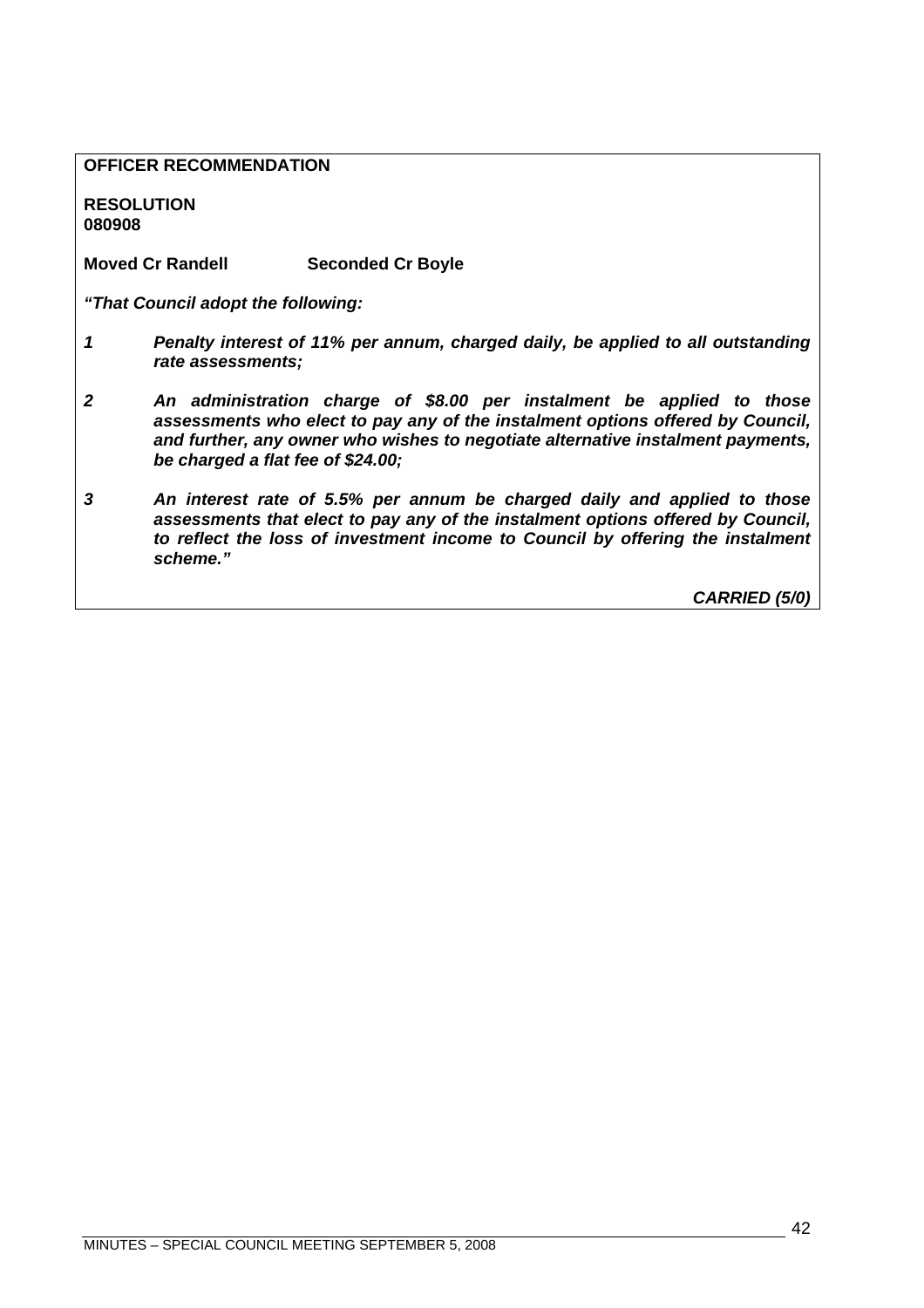**OFFICER RECOMMENDATION**

**RESOLUTION**
**080908**

**Moved Cr Randell** **Seconded Cr Boyle**

***"That Council adopt the following:***

***1*** ***Penalty interest of 11% per annum, charged daily, be applied to all outstanding rate assessments;***

***2*** ***An administration charge of $8.00 per instalment be applied to those assessments who elect to pay any of the instalment options offered by Council, and further, any owner who wishes to negotiate alternative instalment payments, be charged a flat fee of $24.00;***

***3*** ***An interest rate of 5.5% per annum be charged daily and applied to those assessments that elect to pay any of the instalment options offered by Council, to reflect the loss of investment income to Council by offering the instalment scheme."***

***CARRIED (5/0)***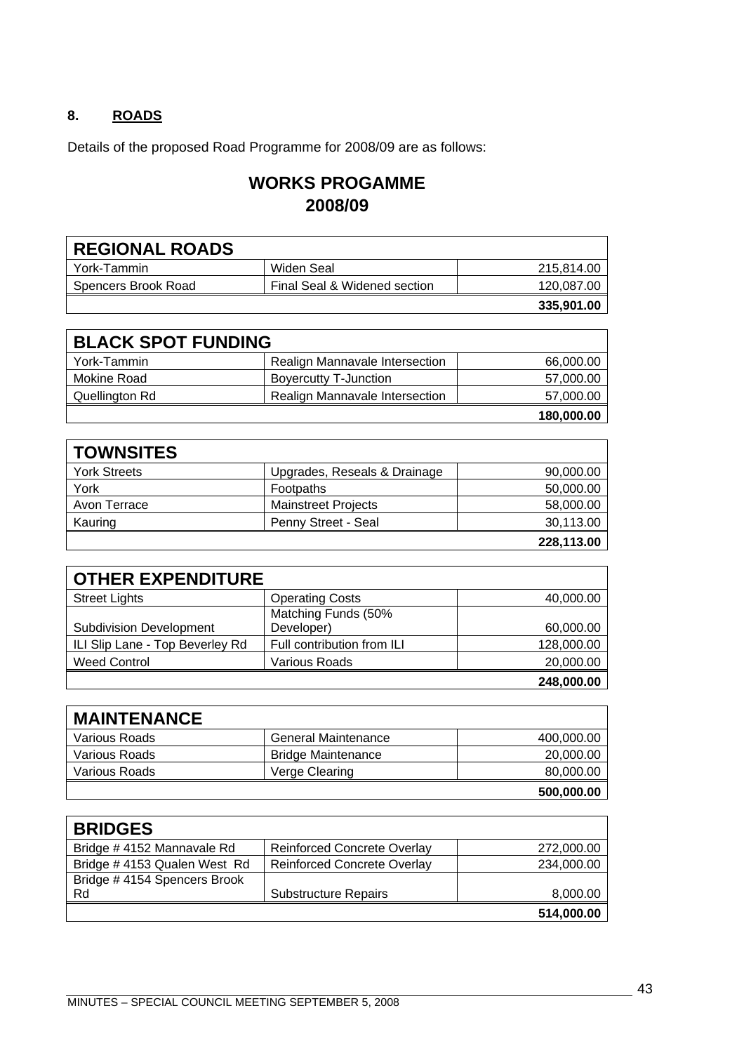## 8. ROADS

Details of the proposed Road Programme for 2008/09 are as follows:

# WORKS PROGAMME
# 2008/09

| REGIONAL ROADS | | |
|---|---|---|
| York-Tammin | Widen Seal | 215,814.00 |
| Spencers Brook Road | Final Seal & Widened section | 120,087.00 |
| | | **335,901.00** |

| BLACK SPOT FUNDING | | |
|---|---|---|
| York-Tammin | Realign Mannavale Intersection | 66,000.00 |
| Mokine Road | Boyercutty T-Junction | 57,000.00 |
| Quellington Rd | Realign Mannavale Intersection | 57,000.00 |
| | | **180,000.00** |

| TOWNSITES | | |
|---|---|---|
| York Streets | Upgrades, Reseals & Drainage | 90,000.00 |
| York | Footpaths | 50,000.00 |
| Avon Terrace | Mainstreet Projects | 58,000.00 |
| Kauring | Penny Street - Seal | 30,113.00 |
| | | **228,113.00** |

| OTHER EXPENDITURE | | |
|---|---|---|
| Street Lights | Operating Costs | 40,000.00 |
| Subdivision Development | Matching Funds (50% Developer) | 60,000.00 |
| ILI Slip Lane - Top Beverley Rd | Full contribution from ILI | 128,000.00 |
| Weed Control | Various Roads | 20,000.00 |
| | | **248,000.00** |

| MAINTENANCE | | |
|---|---|---|
| Various Roads | General Maintenance | 400,000.00 |
| Various Roads | Bridge Maintenance | 20,000.00 |
| Various Roads | Verge Clearing | 80,000.00 |
| | | **500,000.00** |

| BRIDGES | | |
|---|---|---|
| Bridge # 4152 Mannavale Rd | Reinforced Concrete Overlay | 272,000.00 |
| Bridge # 4153 Qualen West Rd | Reinforced Concrete Overlay | 234,000.00 |
| Bridge # 4154 Spencers Brook Rd | Substructure Repairs | 8,000.00 |
| | | **514,000.00** |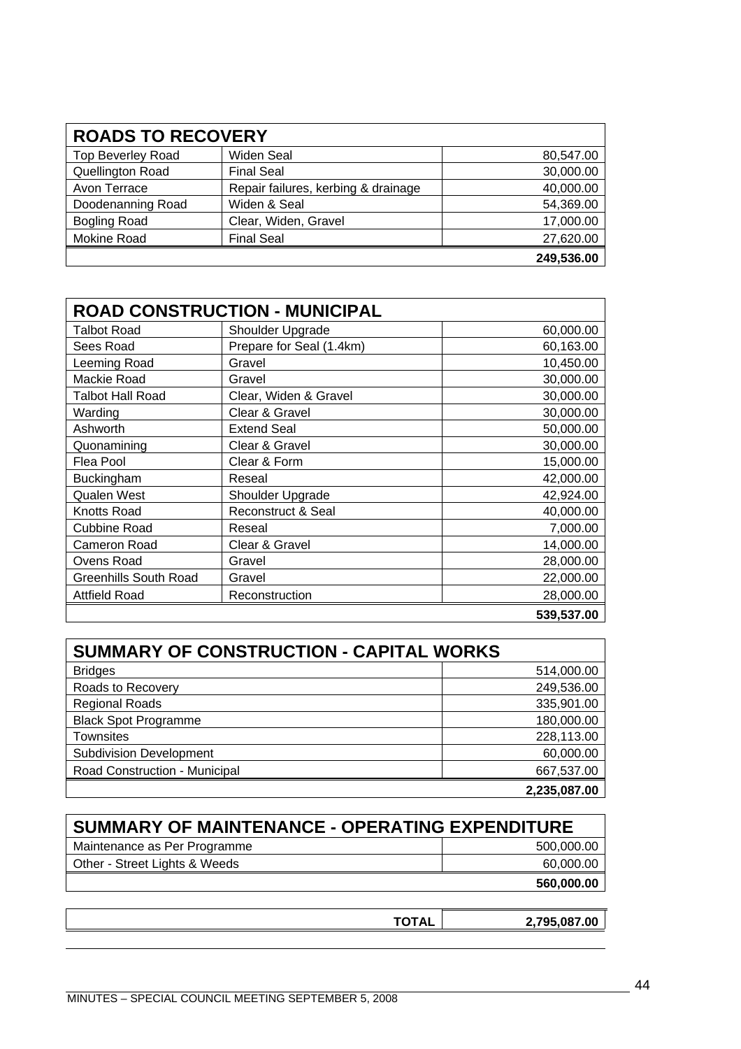| ROADS TO RECOVERY | | |
|---|---|---|
| Top Beverley Road | Widen Seal | 80,547.00 |
| Quellington Road | Final Seal | 30,000.00 |
| Avon Terrace | Repair failures, kerbing & drainage | 40,000.00 |
| Doodenanning Road | Widen & Seal | 54,369.00 |
| Bogling Road | Clear, Widen, Gravel | 17,000.00 |
| Mokine Road | Final Seal | 27,620.00 |
| | | **249,536.00** |

| ROAD CONSTRUCTION - MUNICIPAL | | |
|---|---|---|
| Talbot Road | Shoulder Upgrade | 60,000.00 |
| Sees Road | Prepare for Seal (1.4km) | 60,163.00 |
| Leeming Road | Gravel | 10,450.00 |
| Mackie Road | Gravel | 30,000.00 |
| Talbot Hall Road | Clear, Widen & Gravel | 30,000.00 |
| Warding | Clear & Gravel | 30,000.00 |
| Ashworth | Extend Seal | 50,000.00 |
| Quonamining | Clear & Gravel | 30,000.00 |
| Flea Pool | Clear & Form | 15,000.00 |
| Buckingham | Reseal | 42,000.00 |
| Qualen West | Shoulder Upgrade | 42,924.00 |
| Knotts Road | Reconstruct & Seal | 40,000.00 |
| Cubbine Road | Reseal | 7,000.00 |
| Cameron Road | Clear & Gravel | 14,000.00 |
| Ovens Road | Gravel | 28,000.00 |
| Greenhills South Road | Gravel | 22,000.00 |
| Attfield Road | Reconstruction | 28,000.00 |
| | | **539,537.00** |

| SUMMARY OF CONSTRUCTION - CAPITAL WORKS | |
|---|---|
| Bridges | 514,000.00 |
| Roads to Recovery | 249,536.00 |
| Regional Roads | 335,901.00 |
| Black Spot Programme | 180,000.00 |
| Townsites | 228,113.00 |
| Subdivision Development | 60,000.00 |
| Road Construction - Municipal | 667,537.00 |
| | **2,235,087.00** |

| SUMMARY OF MAINTENANCE - OPERATING EXPENDITURE | |
|---|---|
| Maintenance as Per Programme | 500,000.00 |
| Other - Street Lights & Weeds | 60,000.00 |
| | **560,000.00** |

| **TOTAL** | **2,795,087.00** |
|---|---|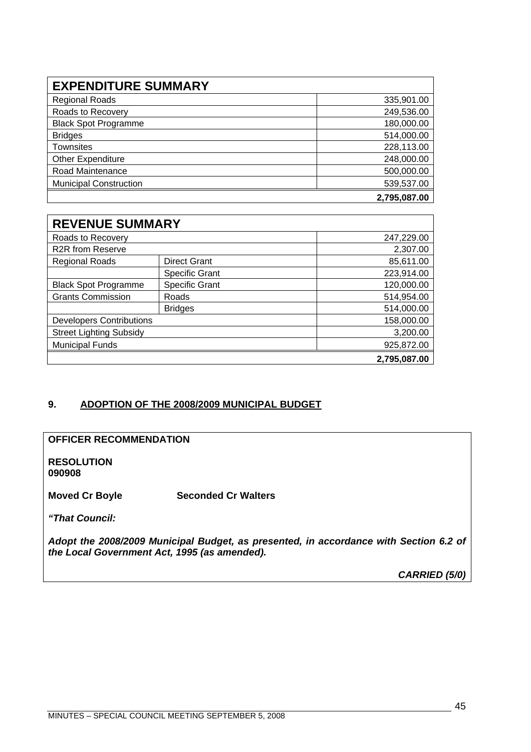| EXPENDITURE SUMMARY | |
|---|---|
| Regional Roads | 335,901.00 |
| Roads to Recovery | 249,536.00 |
| Black Spot Programme | 180,000.00 |
| Bridges | 514,000.00 |
| Townsites | 228,113.00 |
| Other Expenditure | 248,000.00 |
| Road Maintenance | 500,000.00 |
| Municipal Construction | 539,537.00 |
| | **2,795,087.00** |

| REVENUE SUMMARY | | |
|---|---|---|
| Roads to Recovery | | 247,229.00 |
| R2R from Reserve | | 2,307.00 |
| Regional Roads | Direct Grant | 85,611.00 |
| | Specific Grant | 223,914.00 |
| Black Spot Programme | Specific Grant | 120,000.00 |
| Grants Commission | Roads | 514,954.00 |
| | Bridges | 514,000.00 |
| Developers Contributions | | 158,000.00 |
| Street Lighting Subsidy | | 3,200.00 |
| Municipal Funds | | 925,872.00 |
| | | **2,795,087.00** |

## 9. ADOPTION OF THE 2008/2009 MUNICIPAL BUDGET

**OFFICER RECOMMENDATION**

**RESOLUTION**
**090908**

**Moved Cr Boyle** **Seconded Cr Walters**

***"That Council:***

***Adopt the 2008/2009 Municipal Budget, as presented, in accordance with Section 6.2 of the Local Government Act, 1995 (as amended).***

***CARRIED (5/0)***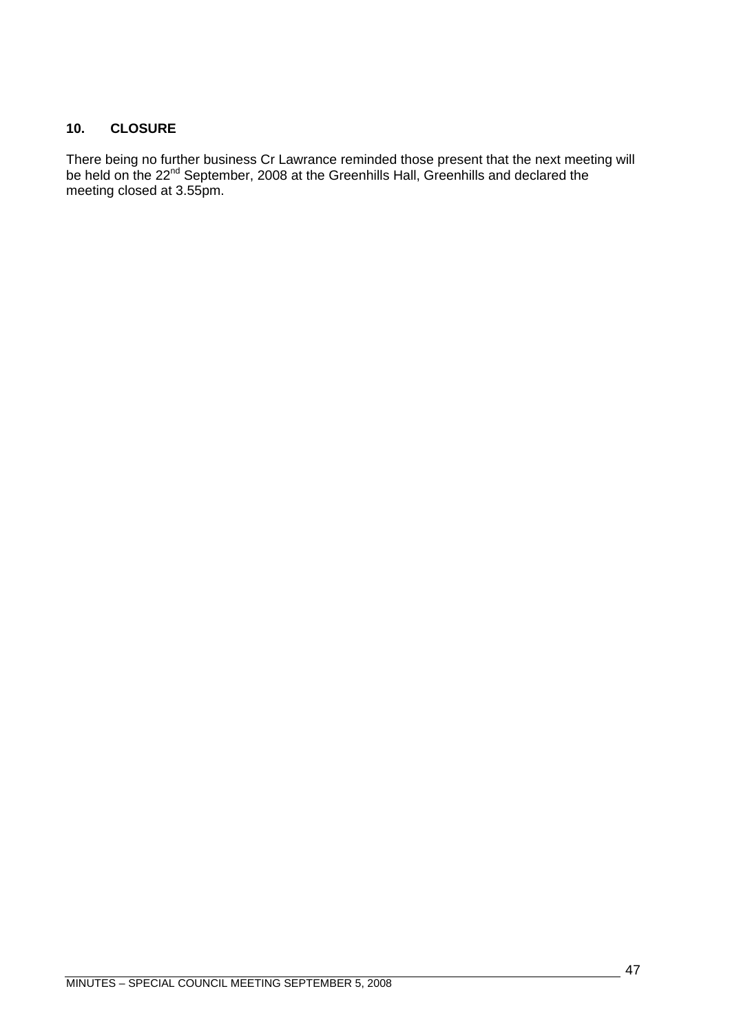## 10. CLOSURE

There being no further business Cr Lawrance reminded those present that the next meeting will be held on the 22nd September, 2008 at the Greenhills Hall, Greenhills and declared the meeting closed at 3.55pm.